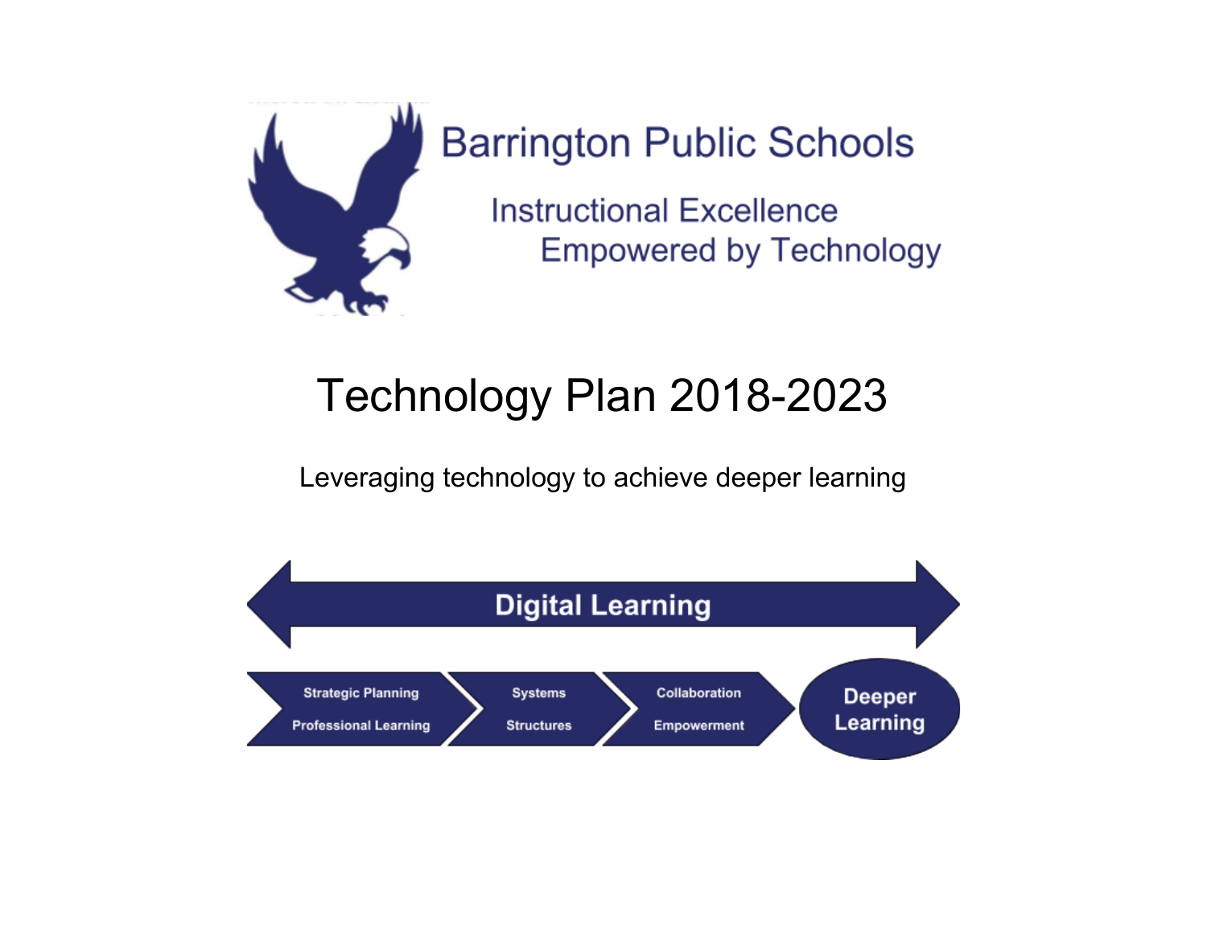# Barrington Public Schools

Instructional Excellence
Empowered by Technology

# Technology Plan 2018-2023

Leveraging technology to achieve deeper learning

Digital Learning

Strategic Planning
Professional Learning

Systems
Structures

Collaboration
Empowerment

Deeper Learning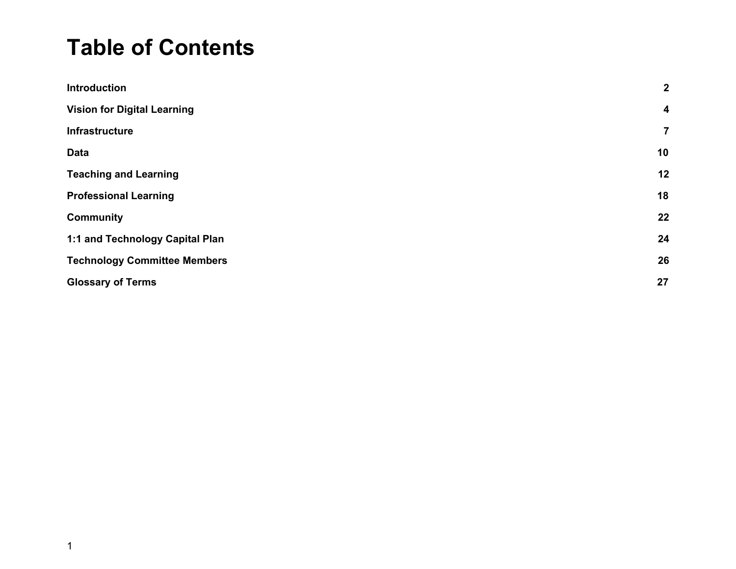# Table of Contents

| | |
|---|---|
| **Introduction** | **2** |
| **Vision for Digital Learning** | **4** |
| **Infrastructure** | **7** |
| **Data** | **10** |
| **Teaching and Learning** | **12** |
| **Professional Learning** | **18** |
| **Community** | **22** |
| **1:1 and Technology Capital Plan** | **24** |
| **Technology Committee Members** | **26** |
| **Glossary of Terms** | **27** |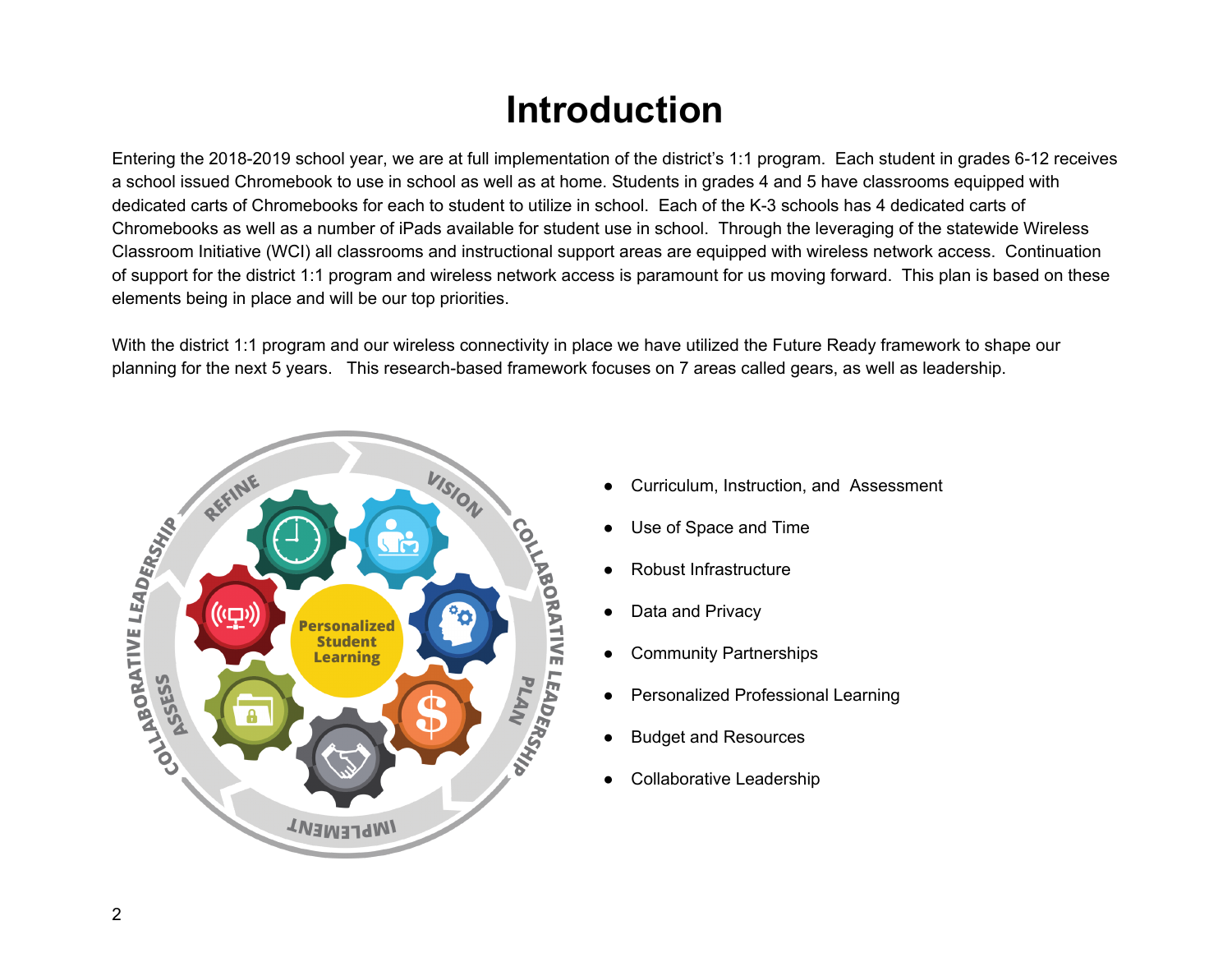# Introduction

Entering the 2018-2019 school year, we are at full implementation of the district's 1:1 program. Each student in grades 6-12 receives a school issued Chromebook to use in school as well as at home. Students in grades 4 and 5 have classrooms equipped with dedicated carts of Chromebooks for each to student to utilize in school. Each of the K-3 schools has 4 dedicated carts of Chromebooks as well as a number of iPads available for student use in school. Through the leveraging of the statewide Wireless Classroom Initiative (WCI) all classrooms and instructional support areas are equipped with wireless network access. Continuation of support for the district 1:1 program and wireless network access is paramount for us moving forward. This plan is based on these elements being in place and will be our top priorities.

With the district 1:1 program and our wireless connectivity in place we have utilized the Future Ready framework to shape our planning for the next 5 years. This research-based framework focuses on 7 areas called gears, as well as leadership.

- Curriculum, Instruction, and Assessment
- Use of Space and Time
- Robust Infrastructure
- Data and Privacy
- Community Partnerships
- Personalized Professional Learning
- Budget and Resources
- Collaborative Leadership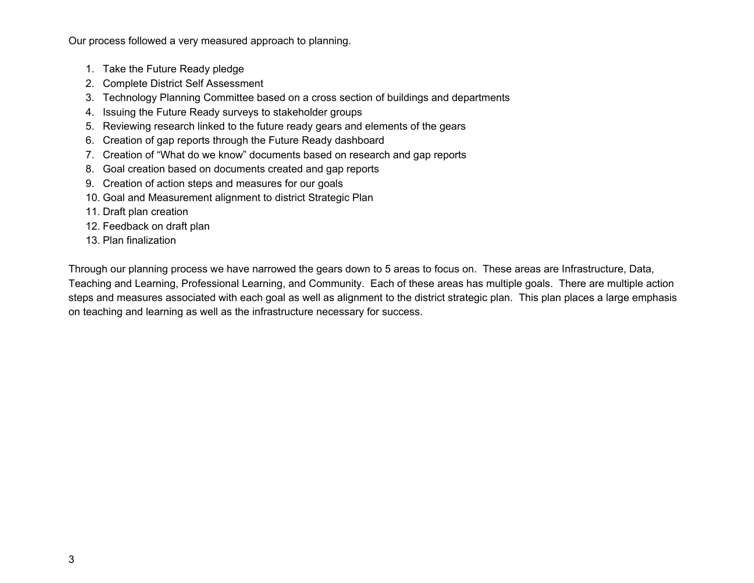Our process followed a very measured approach to planning.

1. Take the Future Ready pledge
2. Complete District Self Assessment
3. Technology Planning Committee based on a cross section of buildings and departments
4. Issuing the Future Ready surveys to stakeholder groups
5. Reviewing research linked to the future ready gears and elements of the gears
6. Creation of gap reports through the Future Ready dashboard
7. Creation of "What do we know" documents based on research and gap reports
8. Goal creation based on documents created and gap reports
9. Creation of action steps and measures for our goals
10. Goal and Measurement alignment to district Strategic Plan
11. Draft plan creation
12. Feedback on draft plan
13. Plan finalization

Through our planning process we have narrowed the gears down to 5 areas to focus on. These areas are Infrastructure, Data, Teaching and Learning, Professional Learning, and Community. Each of these areas has multiple goals. There are multiple action steps and measures associated with each goal as well as alignment to the district strategic plan. This plan places a large emphasis on teaching and learning as well as the infrastructure necessary for success.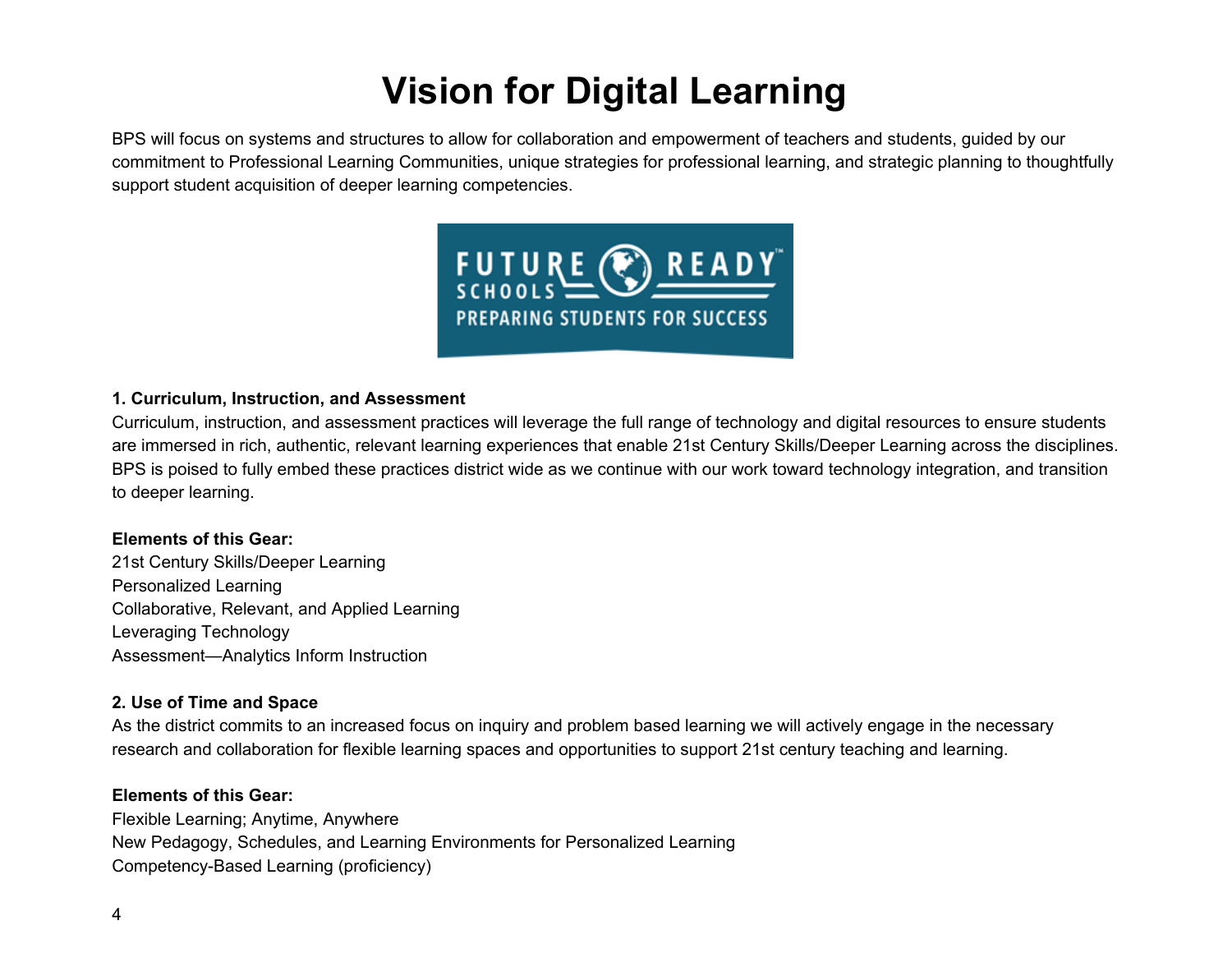# Vision for Digital Learning

BPS will focus on systems and structures to allow for collaboration and empowerment of teachers and students, guided by our commitment to Professional Learning Communities, unique strategies for professional learning, and strategic planning to thoughtfully support student acquisition of deeper learning competencies.

**1. Curriculum, Instruction, and Assessment**

Curriculum, instruction, and assessment practices will leverage the full range of technology and digital resources to ensure students are immersed in rich, authentic, relevant learning experiences that enable 21st Century Skills/Deeper Learning across the disciplines. BPS is poised to fully embed these practices district wide as we continue with our work toward technology integration, and transition to deeper learning.

**Elements of this Gear:**

21st Century Skills/Deeper Learning
Personalized Learning
Collaborative, Relevant, and Applied Learning
Leveraging Technology
Assessment—Analytics Inform Instruction

**2. Use of Time and Space**

As the district commits to an increased focus on inquiry and problem based learning we will actively engage in the necessary research and collaboration for flexible learning spaces and opportunities to support 21st century teaching and learning.

**Elements of this Gear:**

Flexible Learning; Anytime, Anywhere
New Pedagogy, Schedules, and Learning Environments for Personalized Learning
Competency-Based Learning (proficiency)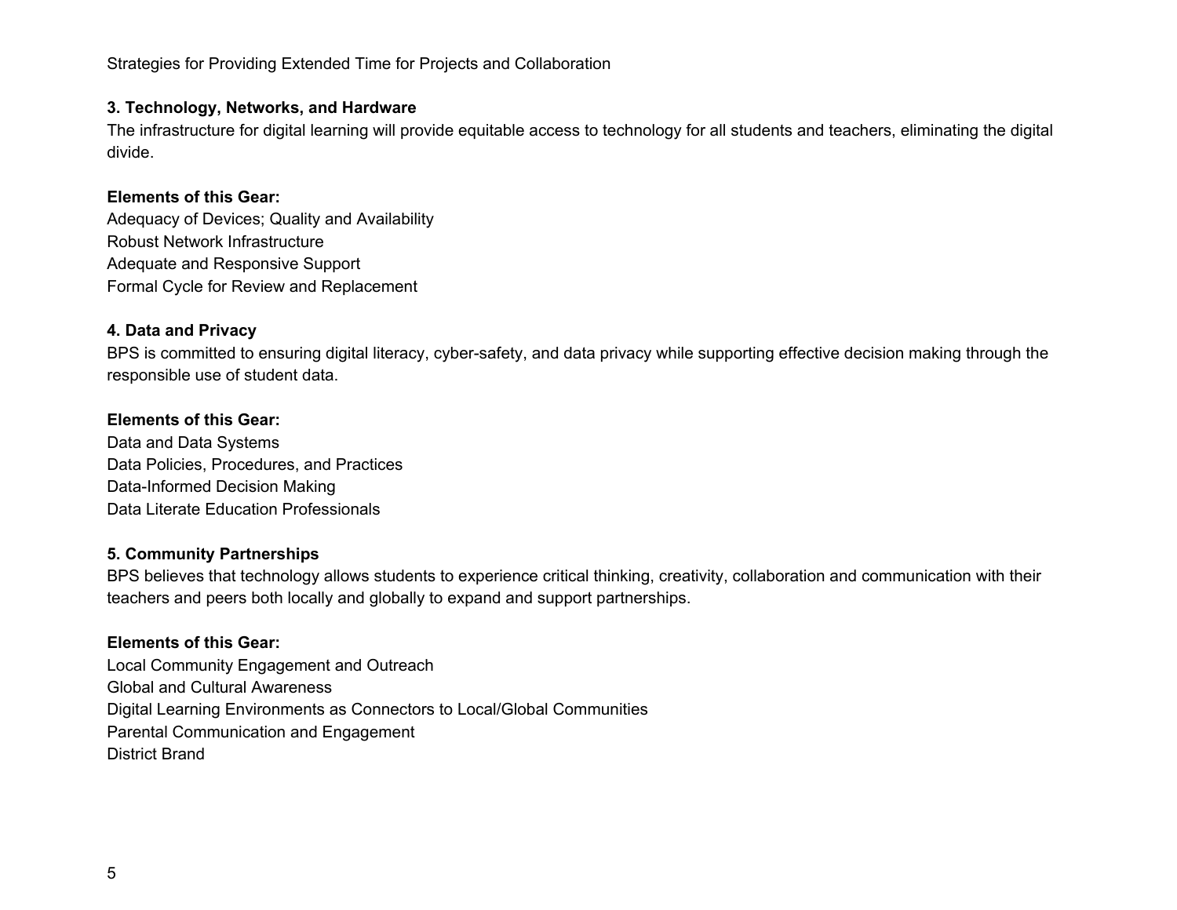Strategies for Providing Extended Time for Projects and Collaboration

**3. Technology, Networks, and Hardware**

The infrastructure for digital learning will provide equitable access to technology for all students and teachers, eliminating the digital divide.

**Elements of this Gear:**

Adequacy of Devices; Quality and Availability
Robust Network Infrastructure
Adequate and Responsive Support
Formal Cycle for Review and Replacement

**4. Data and Privacy**

BPS is committed to ensuring digital literacy, cyber-safety, and data privacy while supporting effective decision making through the responsible use of student data.

**Elements of this Gear:**

Data and Data Systems
Data Policies, Procedures, and Practices
Data-Informed Decision Making
Data Literate Education Professionals

**5. Community Partnerships**

BPS believes that technology allows students to experience critical thinking, creativity, collaboration and communication with their teachers and peers both locally and globally to expand and support partnerships.

**Elements of this Gear:**

Local Community Engagement and Outreach
Global and Cultural Awareness
Digital Learning Environments as Connectors to Local/Global Communities
Parental Communication and Engagement
District Brand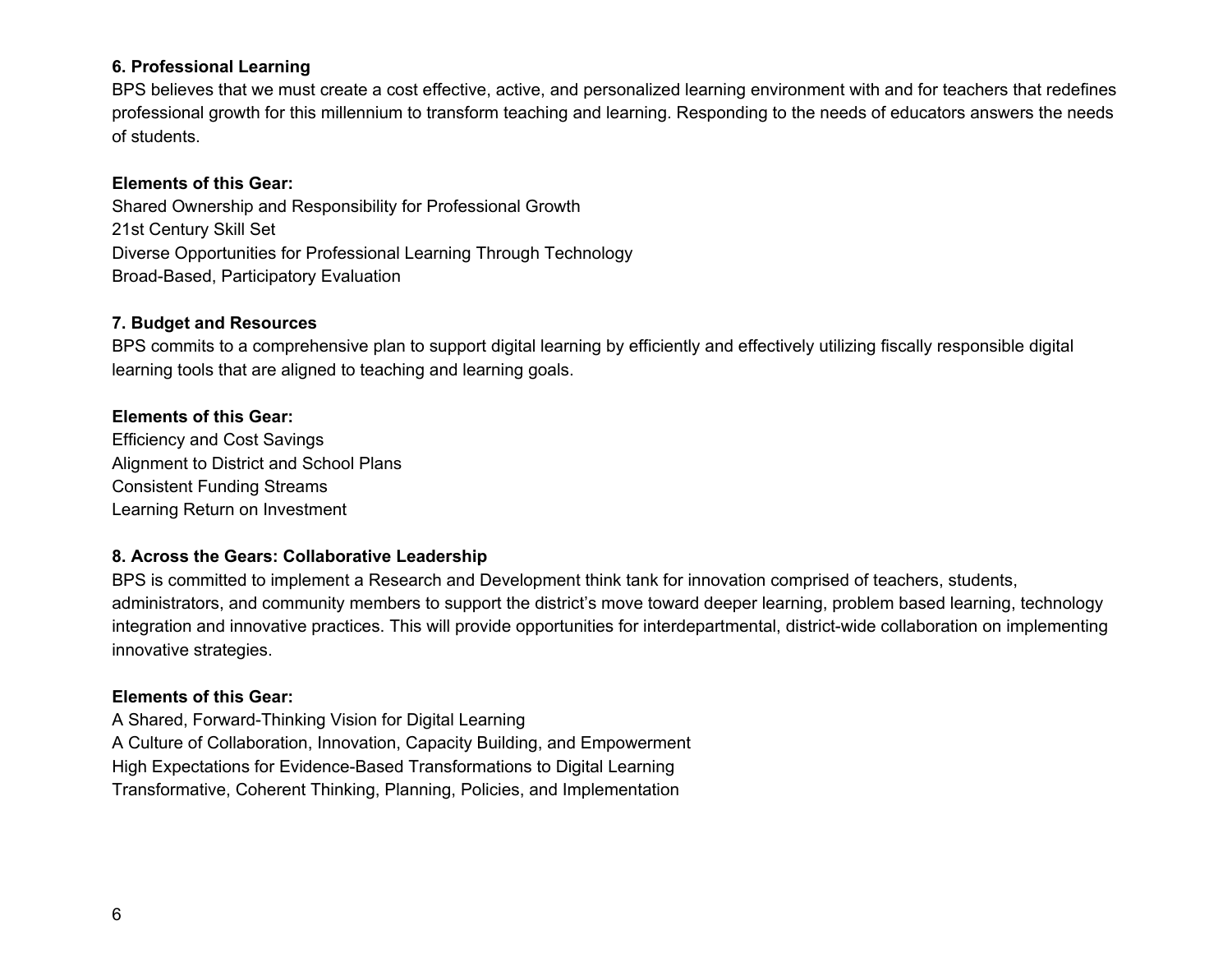**6. Professional Learning**

BPS believes that we must create a cost effective, active, and personalized learning environment with and for teachers that redefines professional growth for this millennium to transform teaching and learning. Responding to the needs of educators answers the needs of students.

**Elements of this Gear:**

Shared Ownership and Responsibility for Professional Growth
21st Century Skill Set
Diverse Opportunities for Professional Learning Through Technology
Broad-Based, Participatory Evaluation

**7. Budget and Resources**

BPS commits to a comprehensive plan to support digital learning by efficiently and effectively utilizing fiscally responsible digital learning tools that are aligned to teaching and learning goals.

**Elements of this Gear:**

Efficiency and Cost Savings
Alignment to District and School Plans
Consistent Funding Streams
Learning Return on Investment

**8. Across the Gears: Collaborative Leadership**

BPS is committed to implement a Research and Development think tank for innovation comprised of teachers, students, administrators, and community members to support the district's move toward deeper learning, problem based learning, technology integration and innovative practices. This will provide opportunities for interdepartmental, district-wide collaboration on implementing innovative strategies.

**Elements of this Gear:**

A Shared, Forward-Thinking Vision for Digital Learning
A Culture of Collaboration, Innovation, Capacity Building, and Empowerment
High Expectations for Evidence-Based Transformations to Digital Learning
Transformative, Coherent Thinking, Planning, Policies, and Implementation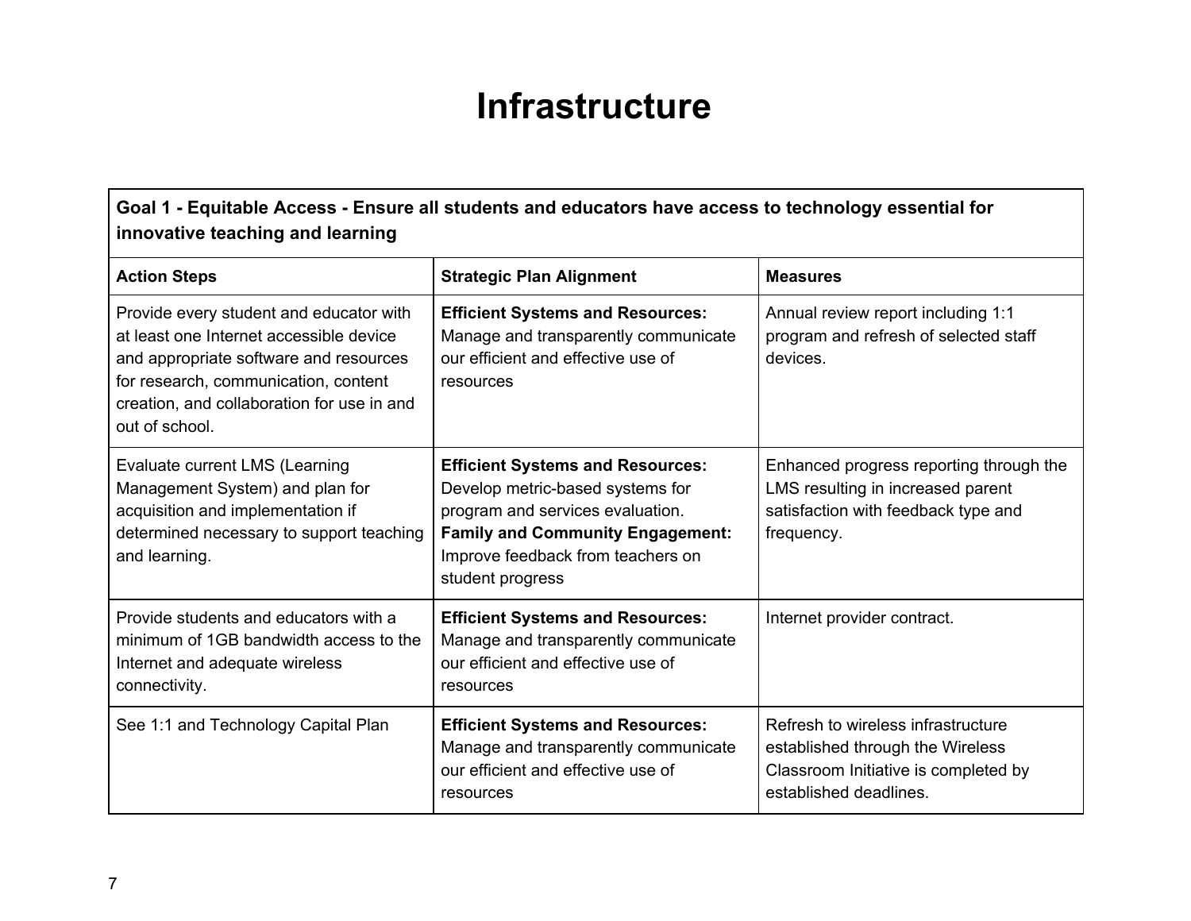# Infrastructure

| **Goal 1 - Equitable Access - Ensure all students and educators have access to technology essential for innovative teaching and learning** | | |
|---|---|---|
| **Action Steps** | **Strategic Plan Alignment** | **Measures** |
| Provide every student and educator with at least one Internet accessible device and appropriate software and resources for research, communication, content creation, and collaboration for use in and out of school. | **Efficient Systems and Resources:** Manage and transparently communicate our efficient and effective use of resources | Annual review report including 1:1 program and refresh of selected staff devices. |
| Evaluate current LMS (Learning Management System) and plan for acquisition and implementation if determined necessary to support teaching and learning. | **Efficient Systems and Resources:** Develop metric-based systems for program and services evaluation. **Family and Community Engagement:** Improve feedback from teachers on student progress | Enhanced progress reporting through the LMS resulting in increased parent satisfaction with feedback type and frequency. |
| Provide students and educators with a minimum of 1GB bandwidth access to the Internet and adequate wireless connectivity. | **Efficient Systems and Resources:** Manage and transparently communicate our efficient and effective use of resources | Internet provider contract. |
| See 1:1 and Technology Capital Plan | **Efficient Systems and Resources:** Manage and transparently communicate our efficient and effective use of resources | Refresh to wireless infrastructure established through the Wireless Classroom Initiative is completed by established deadlines. |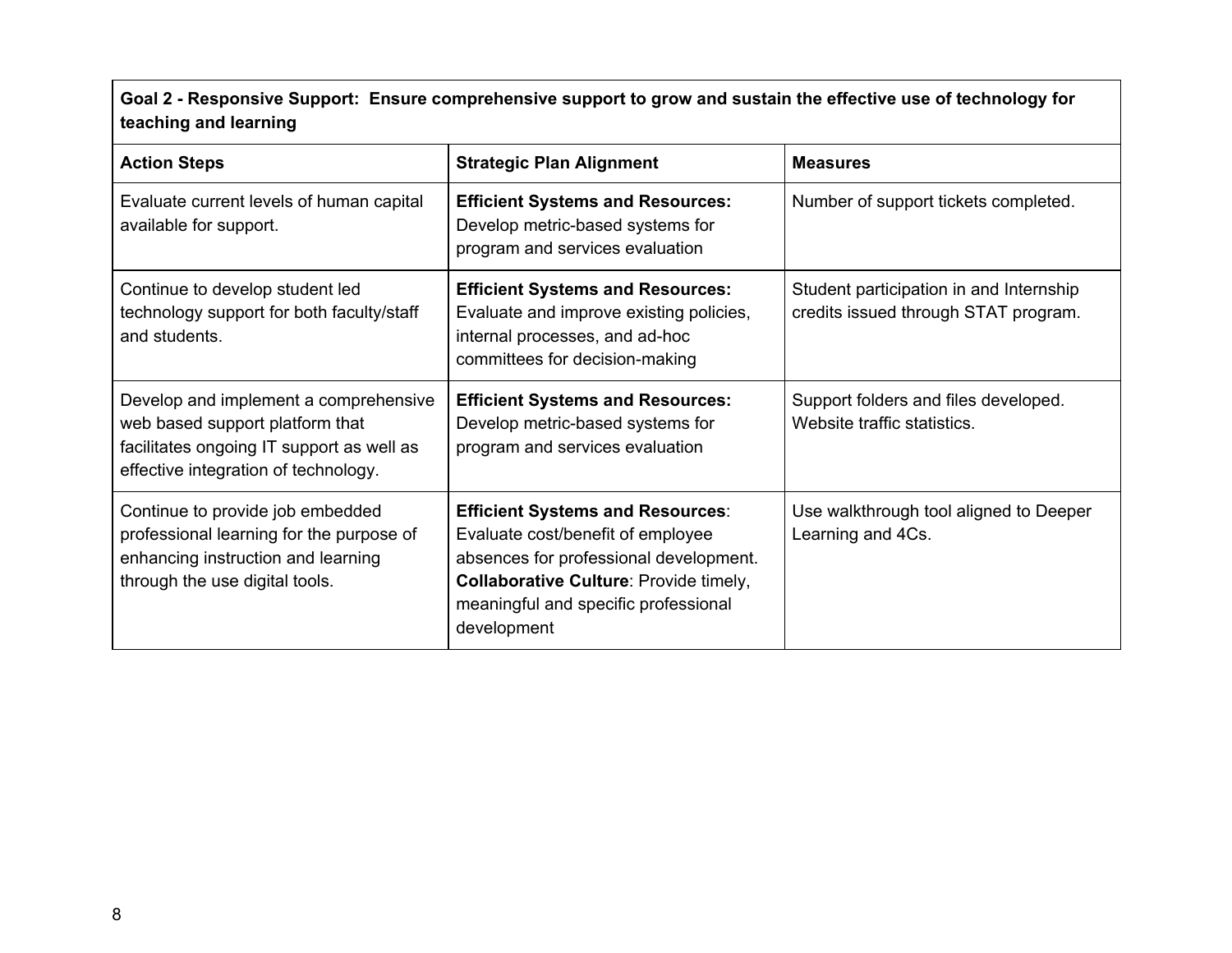| **Goal 2 - Responsive Support: Ensure comprehensive support to grow and sustain the effective use of technology for teaching and learning** | | |
|---|---|---|
| **Action Steps** | **Strategic Plan Alignment** | **Measures** |
| Evaluate current levels of human capital available for support. | **Efficient Systems and Resources:** Develop metric-based systems for program and services evaluation | Number of support tickets completed. |
| Continue to develop student led technology support for both faculty/staff and students. | **Efficient Systems and Resources:** Evaluate and improve existing policies, internal processes, and ad-hoc committees for decision-making | Student participation in and Internship credits issued through STAT program. |
| Develop and implement a comprehensive web based support platform that facilitates ongoing IT support as well as effective integration of technology. | **Efficient Systems and Resources:** Develop metric-based systems for program and services evaluation | Support folders and files developed. Website traffic statistics. |
| Continue to provide job embedded professional learning for the purpose of enhancing instruction and learning through the use digital tools. | **Efficient Systems and Resources**: Evaluate cost/benefit of employee absences for professional development. **Collaborative Culture**: Provide timely, meaningful and specific professional development | Use walkthrough tool aligned to Deeper Learning and 4Cs. |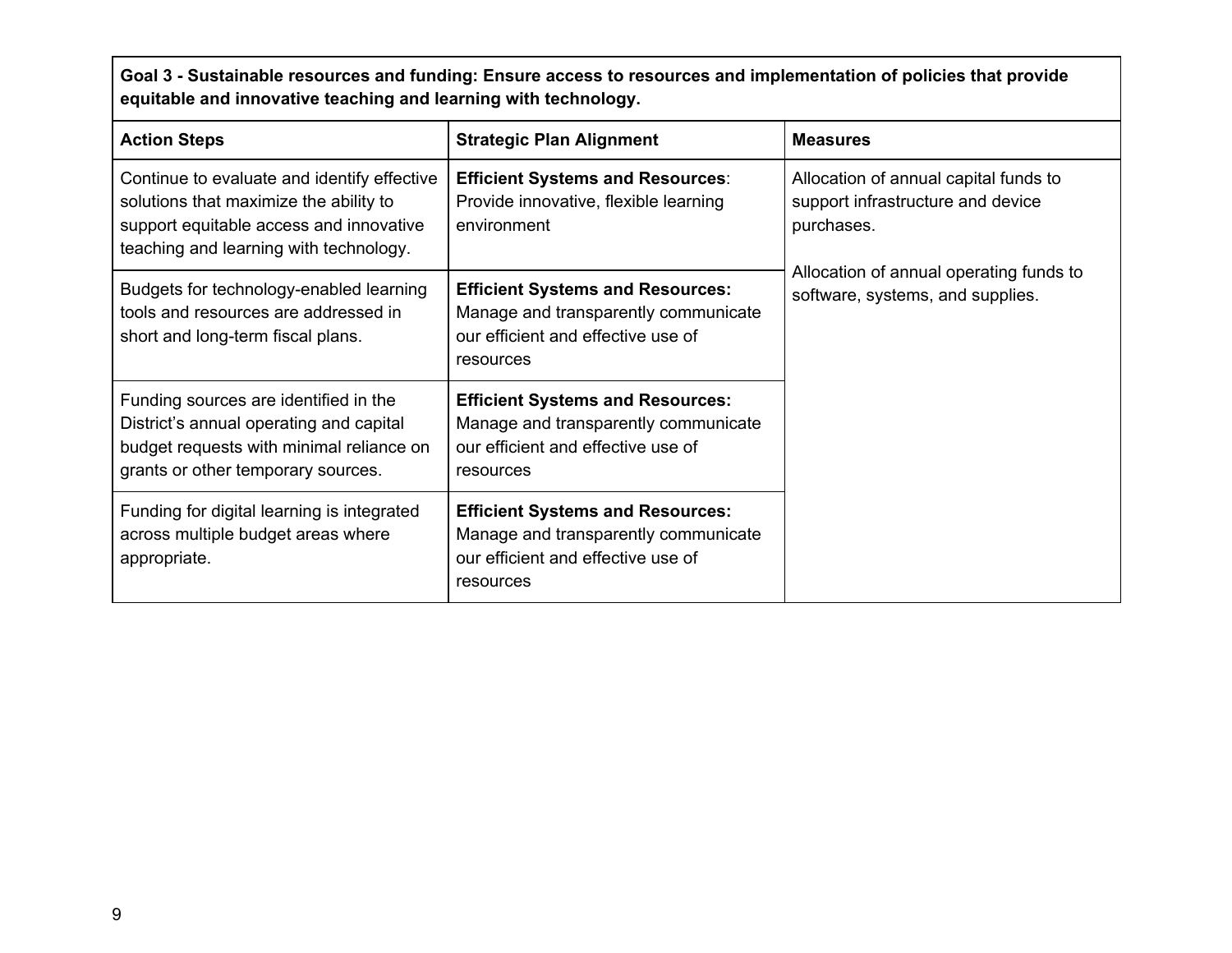| **Goal 3 - Sustainable resources and funding: Ensure access to resources and implementation of policies that provide equitable and innovative teaching and learning with technology.** | | |
|---|---|---|
| **Action Steps** | **Strategic Plan Alignment** | **Measures** |
| Continue to evaluate and identify effective solutions that maximize the ability to support equitable access and innovative teaching and learning with technology. | **Efficient Systems and Resources**: Provide innovative, flexible learning environment | Allocation of annual capital funds to support infrastructure and device purchases.<br><br>Allocation of annual operating funds to software, systems, and supplies. |
| Budgets for technology-enabled learning tools and resources are addressed in short and long-term fiscal plans. | **Efficient Systems and Resources:** Manage and transparently communicate our efficient and effective use of resources | |
| Funding sources are identified in the District's annual operating and capital budget requests with minimal reliance on grants or other temporary sources. | **Efficient Systems and Resources:** Manage and transparently communicate our efficient and effective use of resources | |
| Funding for digital learning is integrated across multiple budget areas where appropriate. | **Efficient Systems and Resources:** Manage and transparently communicate our efficient and effective use of resources | |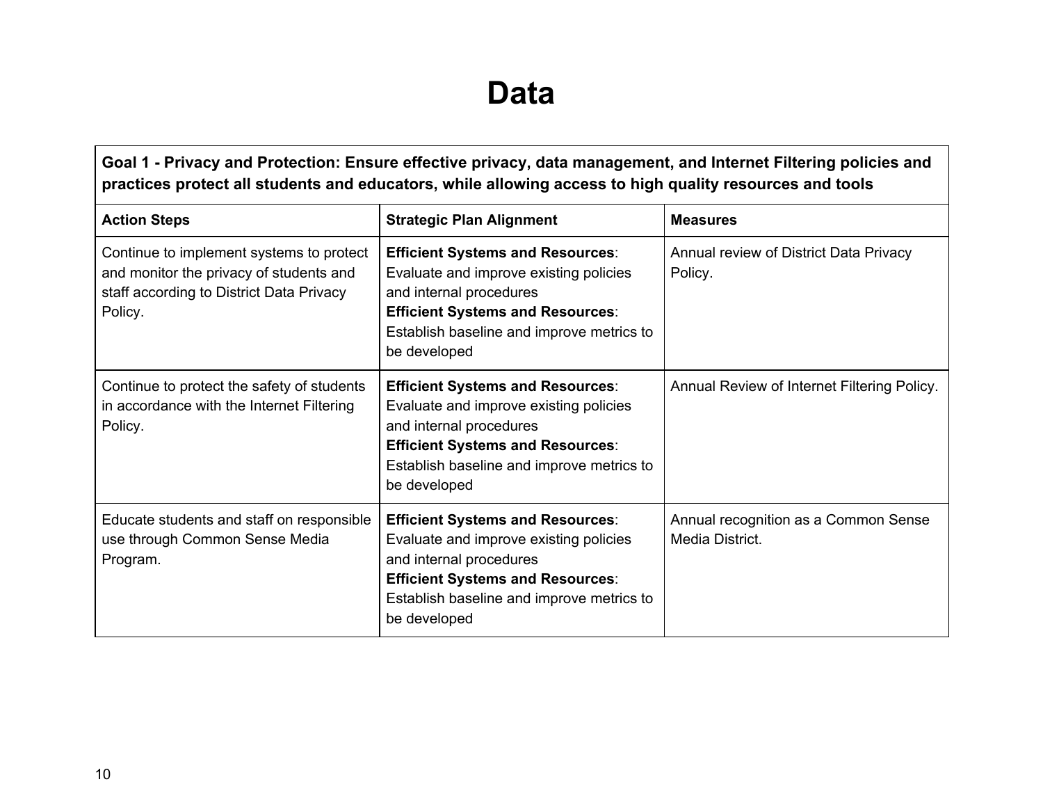# Data

| Goal 1 - Privacy and Protection: Ensure effective privacy, data management, and Internet Filtering policies and practices protect all students and educators, while allowing access to high quality resources and tools | | |
|---|---|---|
| **Action Steps** | **Strategic Plan Alignment** | **Measures** |
| Continue to implement systems to protect and monitor the privacy of students and staff according to District Data Privacy Policy. | **Efficient Systems and Resources**: Evaluate and improve existing policies and internal procedures<br>**Efficient Systems and Resources**: Establish baseline and improve metrics to be developed | Annual review of District Data Privacy Policy. |
| Continue to protect the safety of students in accordance with the Internet Filtering Policy. | **Efficient Systems and Resources**: Evaluate and improve existing policies and internal procedures<br>**Efficient Systems and Resources**: Establish baseline and improve metrics to be developed | Annual Review of Internet Filtering Policy. |
| Educate students and staff on responsible use through Common Sense Media Program. | **Efficient Systems and Resources**: Evaluate and improve existing policies and internal procedures<br>**Efficient Systems and Resources**: Establish baseline and improve metrics to be developed | Annual recognition as a Common Sense Media District. |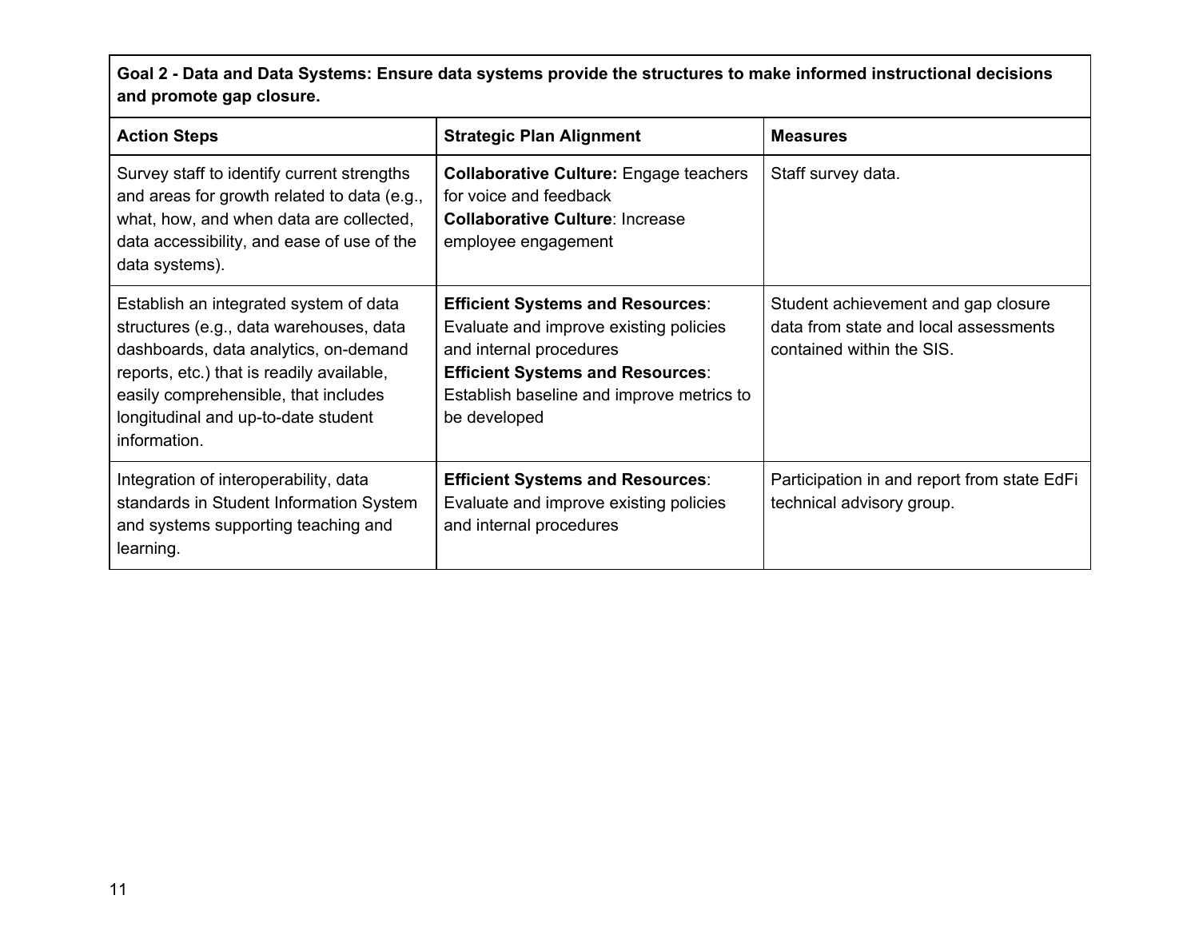| **Goal 2 - Data and Data Systems: Ensure data systems provide the structures to make informed instructional decisions and promote gap closure.** | | |
|---|---|---|
| **Action Steps** | **Strategic Plan Alignment** | **Measures** |
| Survey staff to identify current strengths and areas for growth related to data (e.g., what, how, and when data are collected, data accessibility, and ease of use of the data systems). | **Collaborative Culture:** Engage teachers for voice and feedback<br>**Collaborative Culture**: Increase employee engagement | Staff survey data. |
| Establish an integrated system of data structures (e.g., data warehouses, data dashboards, data analytics, on-demand reports, etc.) that is readily available, easily comprehensible, that includes longitudinal and up-to-date student information. | **Efficient Systems and Resources**: Evaluate and improve existing policies and internal procedures<br>**Efficient Systems and Resources**: Establish baseline and improve metrics to be developed | Student achievement and gap closure data from state and local assessments contained within the SIS. |
| Integration of interoperability, data standards in Student Information System and systems supporting teaching and learning. | **Efficient Systems and Resources**: Evaluate and improve existing policies and internal procedures | Participation in and report from state EdFi technical advisory group. |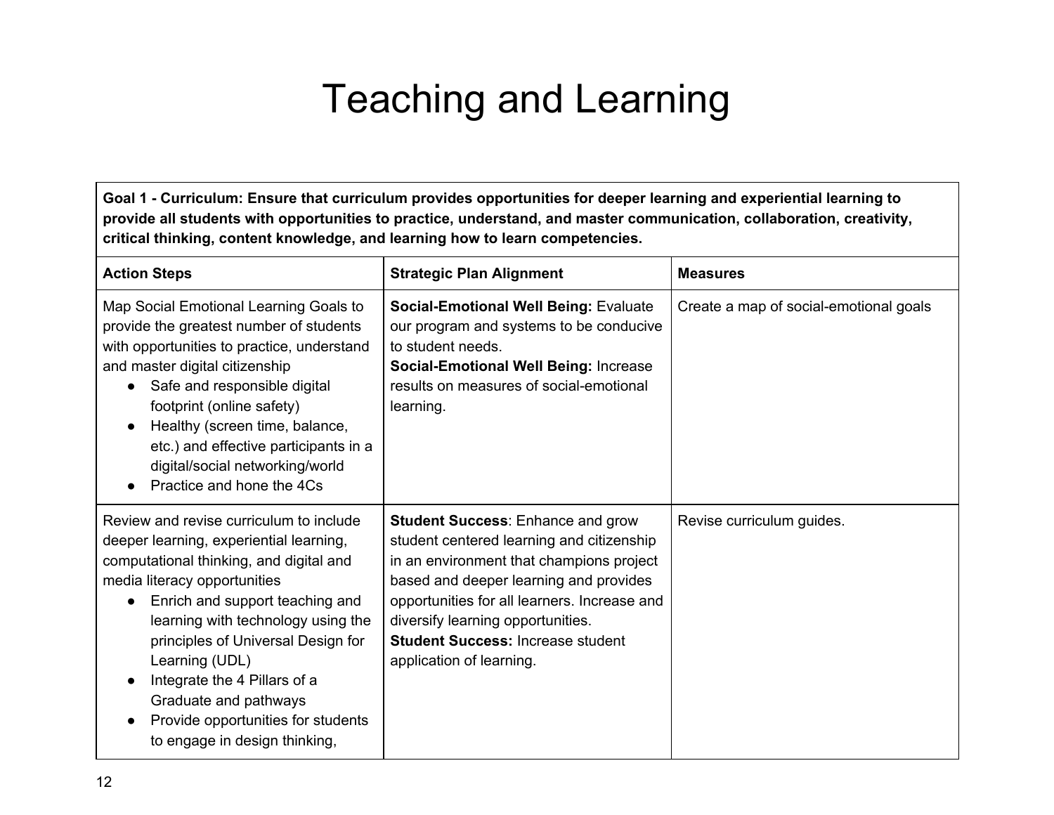# Teaching and Learning

| **Goal 1 - Curriculum: Ensure that curriculum provides opportunities for deeper learning and experiential learning to provide all students with opportunities to practice, understand, and master communication, collaboration, creativity, critical thinking, content knowledge, and learning how to learn competencies.** | | |
|---|---|---|
| **Action Steps** | **Strategic Plan Alignment** | **Measures** |
| Map Social Emotional Learning Goals to provide the greatest number of students with opportunities to practice, understand and master digital citizenship <br>● Safe and responsible digital footprint (online safety) <br>● Healthy (screen time, balance, etc.) and effective participants in a digital/social networking/world <br>● Practice and hone the 4Cs | **Social-Emotional Well Being:** Evaluate our program and systems to be conducive to student needs. <br>**Social-Emotional Well Being:** Increase results on measures of social-emotional learning. | Create a map of social-emotional goals |
| Review and revise curriculum to include deeper learning, experiential learning, computational thinking, and digital and media literacy opportunities <br>● Enrich and support teaching and learning with technology using the principles of Universal Design for Learning (UDL) <br>● Integrate the 4 Pillars of a Graduate and pathways <br>● Provide opportunities for students to engage in design thinking, | **Student Success**: Enhance and grow student centered learning and citizenship in an environment that champions project based and deeper learning and provides opportunities for all learners. Increase and diversify learning opportunities. <br>**Student Success:** Increase student application of learning. | Revise curriculum guides. |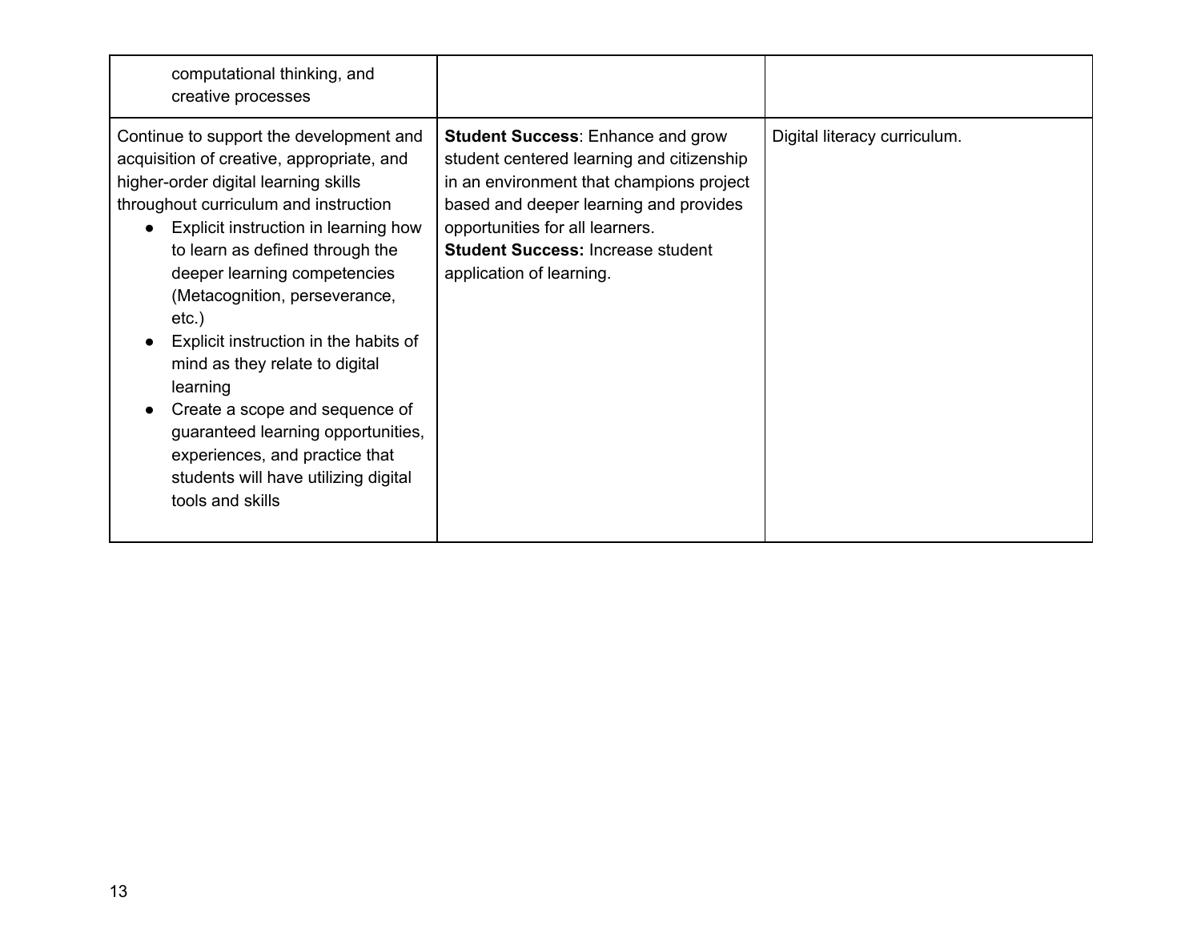| | | |
|---|---|---|
| computational thinking, and creative processes | | |
| Continue to support the development and acquisition of creative, appropriate, and higher-order digital learning skills throughout curriculum and instruction<br>● Explicit instruction in learning how to learn as defined through the deeper learning competencies (Metacognition, perseverance, etc.)<br>● Explicit instruction in the habits of mind as they relate to digital learning<br>● Create a scope and sequence of guaranteed learning opportunities, experiences, and practice that students will have utilizing digital tools and skills | **Student Success**: Enhance and grow student centered learning and citizenship in an environment that champions project based and deeper learning and provides opportunities for all learners.<br>**Student Success:** Increase student application of learning. | Digital literacy curriculum. |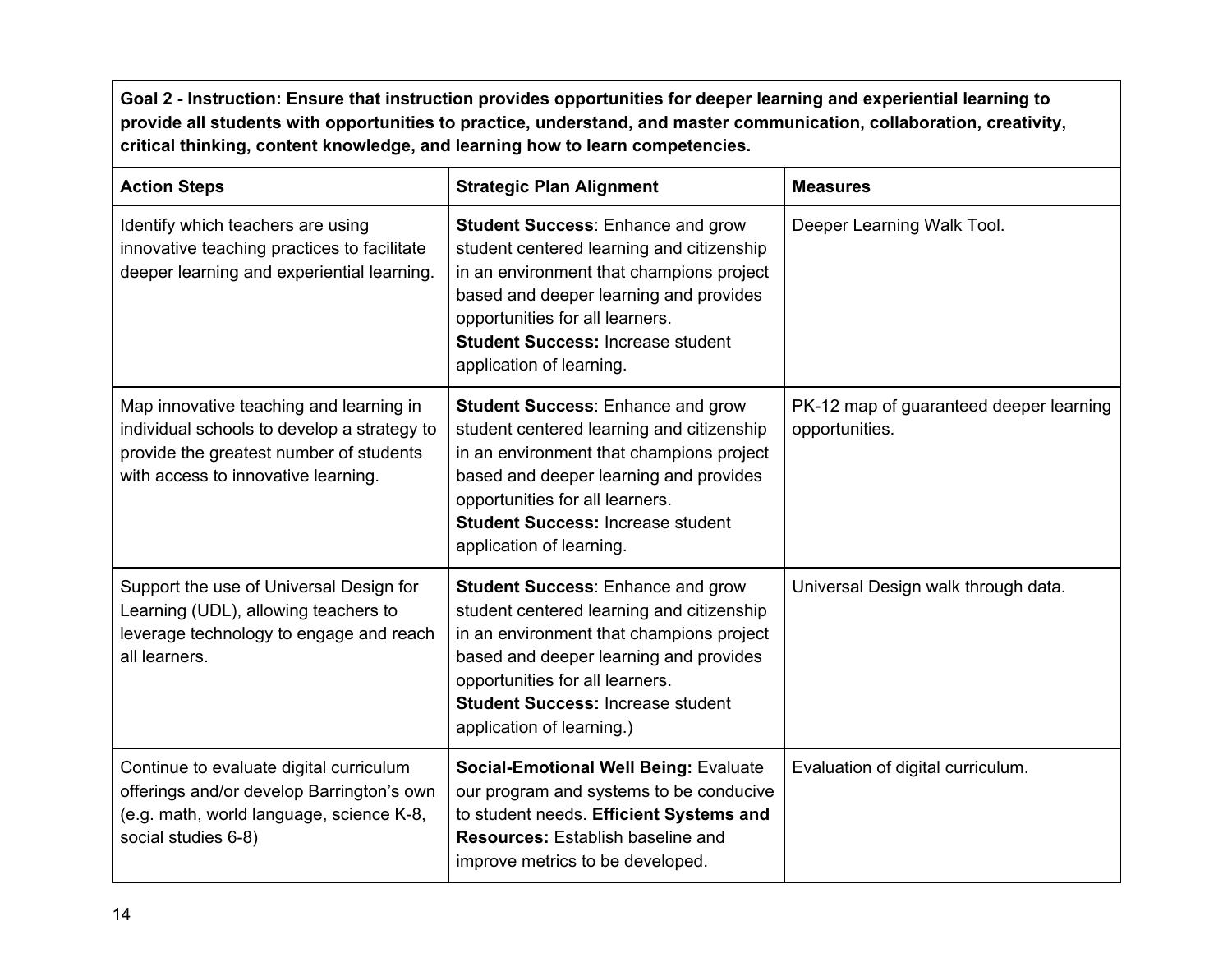**Goal 2 - Instruction: Ensure that instruction provides opportunities for deeper learning and experiential learning to provide all students with opportunities to practice, understand, and master communication, collaboration, creativity, critical thinking, content knowledge, and learning how to learn competencies.**

| Action Steps | Strategic Plan Alignment | Measures |
|---|---|---|
| Identify which teachers are using innovative teaching practices to facilitate deeper learning and experiential learning. | **Student Success**: Enhance and grow student centered learning and citizenship in an environment that champions project based and deeper learning and provides opportunities for all learners. **Student Success:** Increase student application of learning. | Deeper Learning Walk Tool. |
| Map innovative teaching and learning in individual schools to develop a strategy to provide the greatest number of students with access to innovative learning. | **Student Success**: Enhance and grow student centered learning and citizenship in an environment that champions project based and deeper learning and provides opportunities for all learners. **Student Success:** Increase student application of learning. | PK-12 map of guaranteed deeper learning opportunities. |
| Support the use of Universal Design for Learning (UDL), allowing teachers to leverage technology to engage and reach all learners. | **Student Success**: Enhance and grow student centered learning and citizenship in an environment that champions project based and deeper learning and provides opportunities for all learners. **Student Success:** Increase student application of learning.) | Universal Design walk through data. |
| Continue to evaluate digital curriculum offerings and/or develop Barrington's own (e.g. math, world language, science K-8, social studies 6-8) | **Social-Emotional Well Being:** Evaluate our program and systems to be conducive to student needs. **Efficient Systems and Resources:** Establish baseline and improve metrics to be developed. | Evaluation of digital curriculum. |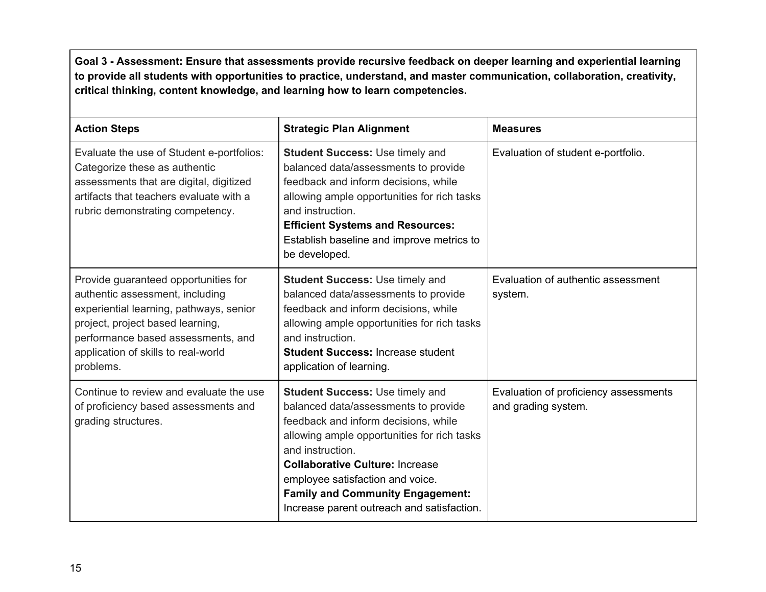**Goal 3 - Assessment: Ensure that assessments provide recursive feedback on deeper learning and experiential learning to provide all students with opportunities to practice, understand, and master communication, collaboration, creativity, critical thinking, content knowledge, and learning how to learn competencies.**

| Action Steps | Strategic Plan Alignment | Measures |
|---|---|---|
| Evaluate the use of Student e-portfolios: Categorize these as authentic assessments that are digital, digitized artifacts that teachers evaluate with a rubric demonstrating competency. | **Student Success:** Use timely and balanced data/assessments to provide feedback and inform decisions, while allowing ample opportunities for rich tasks and instruction.<br>**Efficient Systems and Resources:** Establish baseline and improve metrics to be developed. | Evaluation of student e-portfolio. |
| Provide guaranteed opportunities for authentic assessment, including experiential learning, pathways, senior project, project based learning, performance based assessments, and application of skills to real-world problems. | **Student Success:** Use timely and balanced data/assessments to provide feedback and inform decisions, while allowing ample opportunities for rich tasks and instruction.<br>**Student Success:** Increase student application of learning. | Evaluation of authentic assessment system. |
| Continue to review and evaluate the use of proficiency based assessments and grading structures. | **Student Success:** Use timely and balanced data/assessments to provide feedback and inform decisions, while allowing ample opportunities for rich tasks and instruction.<br>**Collaborative Culture:** Increase employee satisfaction and voice.<br>**Family and Community Engagement:** Increase parent outreach and satisfaction. | Evaluation of proficiency assessments and grading system. |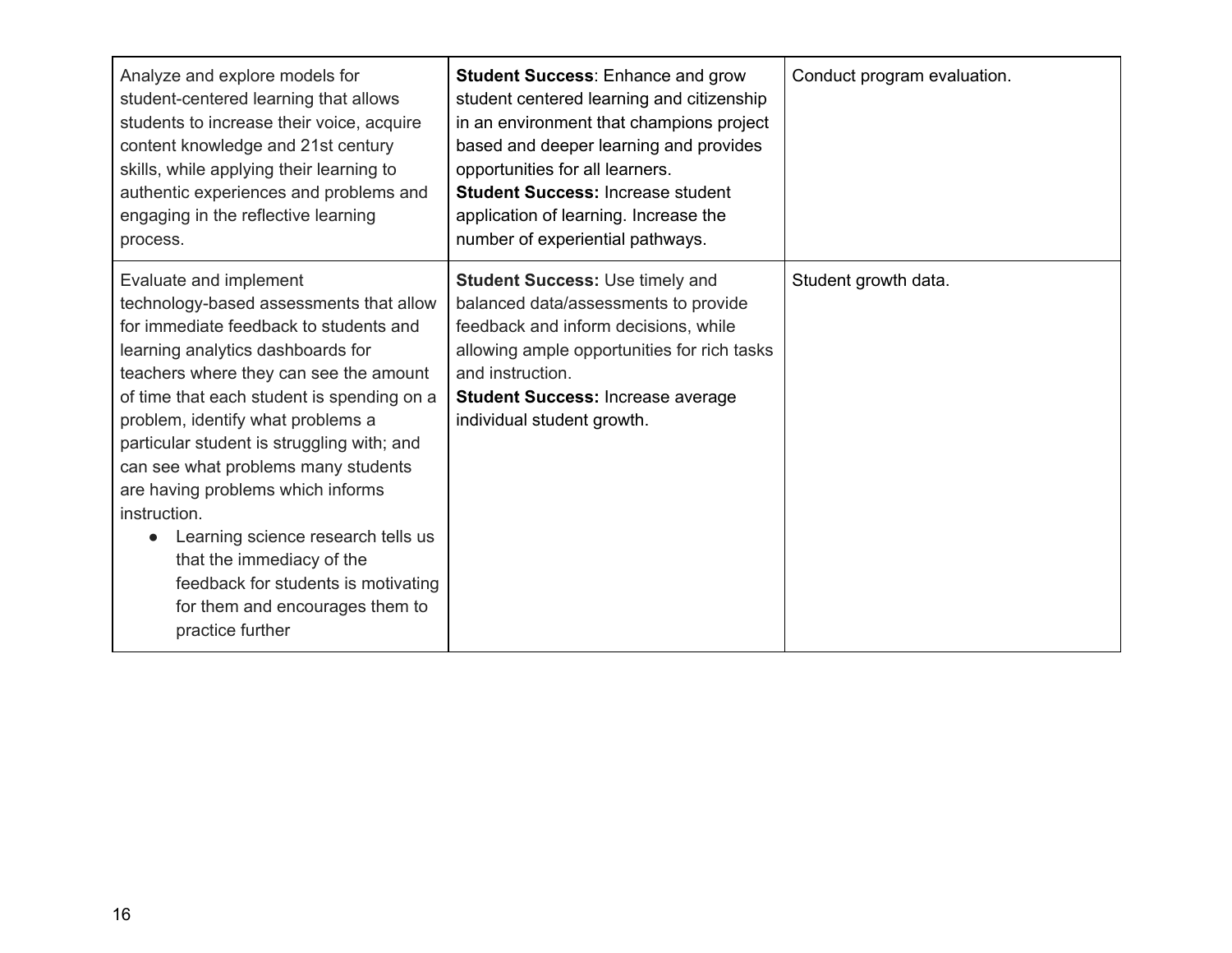| | | |
|---|---|---|
| Analyze and explore models for student-centered learning that allows students to increase their voice, acquire content knowledge and 21st century skills, while applying their learning to authentic experiences and problems and engaging in the reflective learning process. | **Student Success**: Enhance and grow student centered learning and citizenship in an environment that champions project based and deeper learning and provides opportunities for all learners.<br>**Student Success:** Increase student application of learning. Increase the number of experiential pathways. | Conduct program evaluation. |
| Evaluate and implement technology-based assessments that allow for immediate feedback to students and learning analytics dashboards for teachers where they can see the amount of time that each student is spending on a problem, identify what problems a particular student is struggling with; and can see what problems many students are having problems which informs instruction.<br>• Learning science research tells us that the immediacy of the feedback for students is motivating for them and encourages them to practice further | **Student Success:** Use timely and balanced data/assessments to provide feedback and inform decisions, while allowing ample opportunities for rich tasks and instruction.<br>**Student Success:** Increase average individual student growth. | Student growth data. |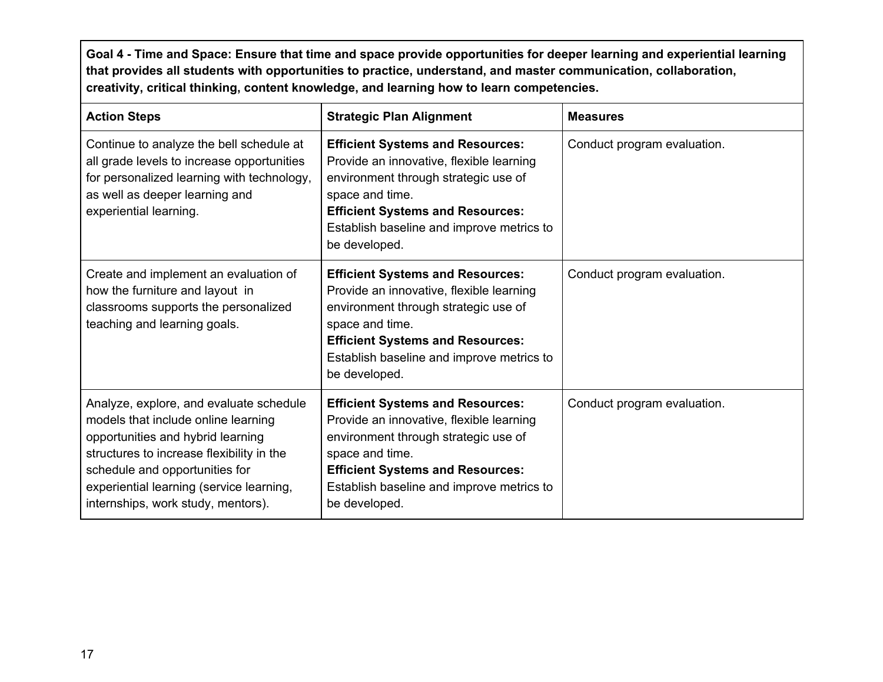| **Goal 4 - Time and Space: Ensure that time and space provide opportunities for deeper learning and experiential learning that provides all students with opportunities to practice, understand, and master communication, collaboration, creativity, critical thinking, content knowledge, and learning how to learn competencies.** | | |
|---|---|---|
| **Action Steps** | **Strategic Plan Alignment** | **Measures** |
| Continue to analyze the bell schedule at all grade levels to increase opportunities for personalized learning with technology, as well as deeper learning and experiential learning. | **Efficient Systems and Resources:** Provide an innovative, flexible learning environment through strategic use of space and time.<br>**Efficient Systems and Resources:** Establish baseline and improve metrics to be developed. | Conduct program evaluation. |
| Create and implement an evaluation of how the furniture and layout in classrooms supports the personalized teaching and learning goals. | **Efficient Systems and Resources:** Provide an innovative, flexible learning environment through strategic use of space and time.<br>**Efficient Systems and Resources:** Establish baseline and improve metrics to be developed. | Conduct program evaluation. |
| Analyze, explore, and evaluate schedule models that include online learning opportunities and hybrid learning structures to increase flexibility in the schedule and opportunities for experiential learning (service learning, internships, work study, mentors). | **Efficient Systems and Resources:** Provide an innovative, flexible learning environment through strategic use of space and time.<br>**Efficient Systems and Resources:** Establish baseline and improve metrics to be developed. | Conduct program evaluation. |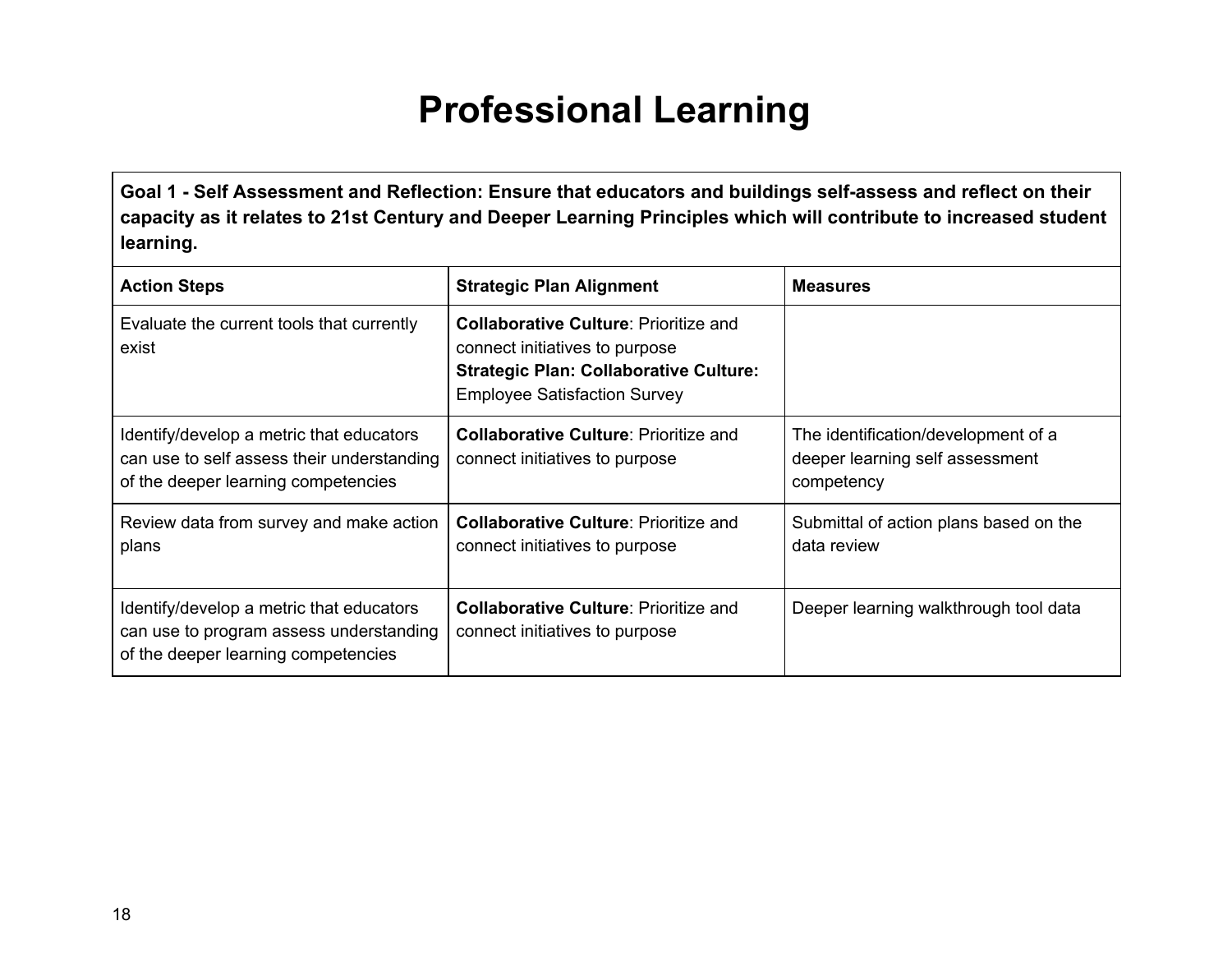# Professional Learning

| **Goal 1 - Self Assessment and Reflection: Ensure that educators and buildings self-assess and reflect on their capacity as it relates to 21st Century and Deeper Learning Principles which will contribute to increased student learning.** | | |
|---|---|---|
| **Action Steps** | **Strategic Plan Alignment** | **Measures** |
| Evaluate the current tools that currently exist | **Collaborative Culture**: Prioritize and connect initiatives to purpose<br>**Strategic Plan: Collaborative Culture:** Employee Satisfaction Survey | |
| Identify/develop a metric that educators can use to self assess their understanding of the deeper learning competencies | **Collaborative Culture**: Prioritize and connect initiatives to purpose | The identification/development of a deeper learning self assessment competency |
| Review data from survey and make action plans | **Collaborative Culture**: Prioritize and connect initiatives to purpose | Submittal of action plans based on the data review |
| Identify/develop a metric that educators can use to program assess understanding of the deeper learning competencies | **Collaborative Culture**: Prioritize and connect initiatives to purpose | Deeper learning walkthrough tool data |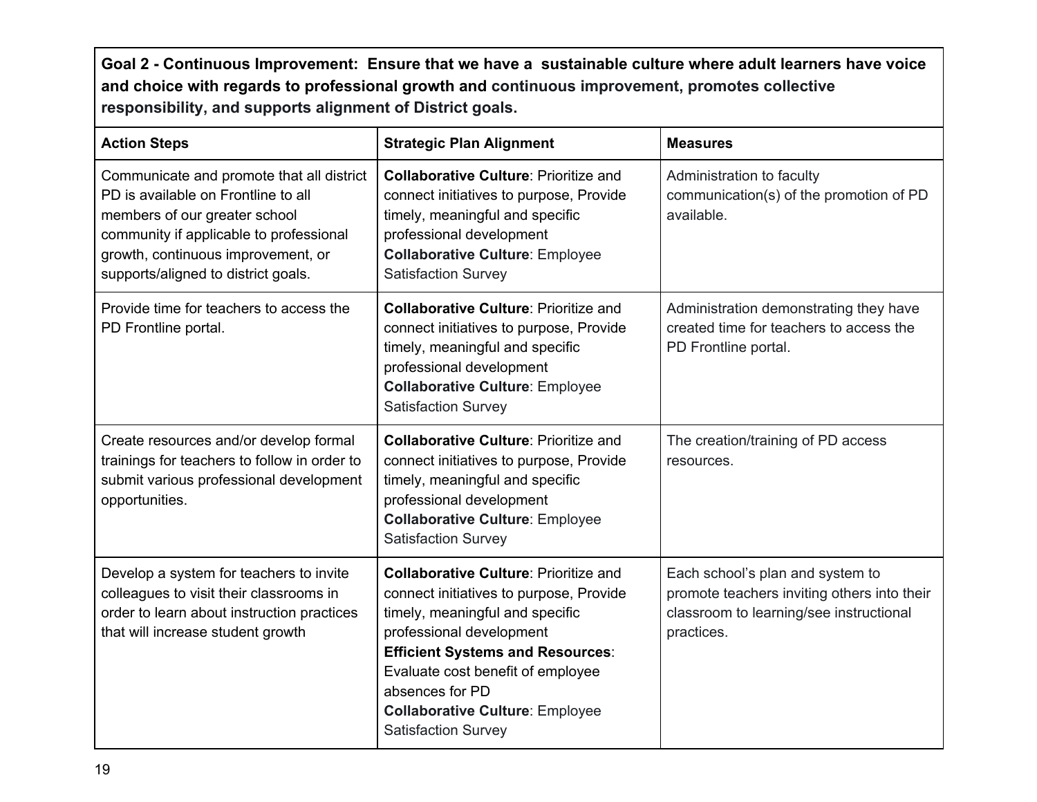| **Goal 2 - Continuous Improvement: Ensure that we have a sustainable culture where adult learners have voice and choice with regards to professional growth and continuous improvement, promotes collective responsibility, and supports alignment of District goals.** | | |
|---|---|---|
| **Action Steps** | **Strategic Plan Alignment** | **Measures** |
| Communicate and promote that all district PD is available on Frontline to all members of our greater school community if applicable to professional growth, continuous improvement, or supports/aligned to district goals. | **Collaborative Culture**: Prioritize and connect initiatives to purpose, Provide timely, meaningful and specific professional development<br>**Collaborative Culture**: Employee Satisfaction Survey | Administration to faculty communication(s) of the promotion of PD available. |
| Provide time for teachers to access the PD Frontline portal. | **Collaborative Culture**: Prioritize and connect initiatives to purpose, Provide timely, meaningful and specific professional development<br>**Collaborative Culture**: Employee Satisfaction Survey | Administration demonstrating they have created time for teachers to access the PD Frontline portal. |
| Create resources and/or develop formal trainings for teachers to follow in order to submit various professional development opportunities. | **Collaborative Culture**: Prioritize and connect initiatives to purpose, Provide timely, meaningful and specific professional development<br>**Collaborative Culture**: Employee Satisfaction Survey | The creation/training of PD access resources. |
| Develop a system for teachers to invite colleagues to visit their classrooms in order to learn about instruction practices that will increase student growth | **Collaborative Culture**: Prioritize and connect initiatives to purpose, Provide timely, meaningful and specific professional development<br>**Efficient Systems and Resources**: Evaluate cost benefit of employee absences for PD<br>**Collaborative Culture**: Employee Satisfaction Survey | Each school's plan and system to promote teachers inviting others into their classroom to learning/see instructional practices. |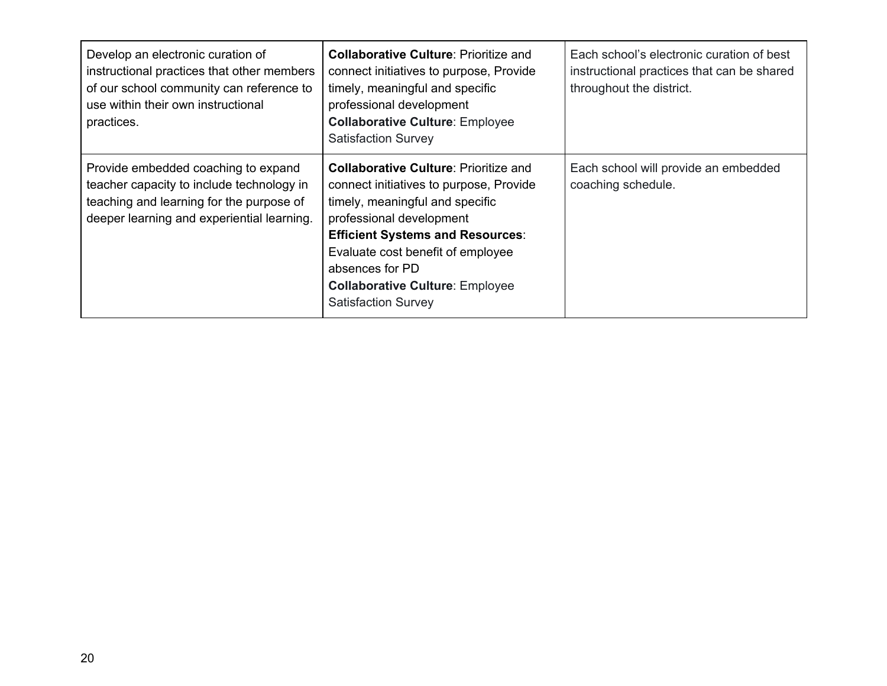| | | |
|---|---|---|
| Develop an electronic curation of instructional practices that other members of our school community can reference to use within their own instructional practices. | **Collaborative Culture**: Prioritize and connect initiatives to purpose, Provide timely, meaningful and specific professional development<br>**Collaborative Culture**: Employee Satisfaction Survey | Each school's electronic curation of best instructional practices that can be shared throughout the district. |
| Provide embedded coaching to expand teacher capacity to include technology in teaching and learning for the purpose of deeper learning and experiential learning. | **Collaborative Culture**: Prioritize and connect initiatives to purpose, Provide timely, meaningful and specific professional development<br>**Efficient Systems and Resources**: Evaluate cost benefit of employee absences for PD<br>**Collaborative Culture**: Employee Satisfaction Survey | Each school will provide an embedded coaching schedule. |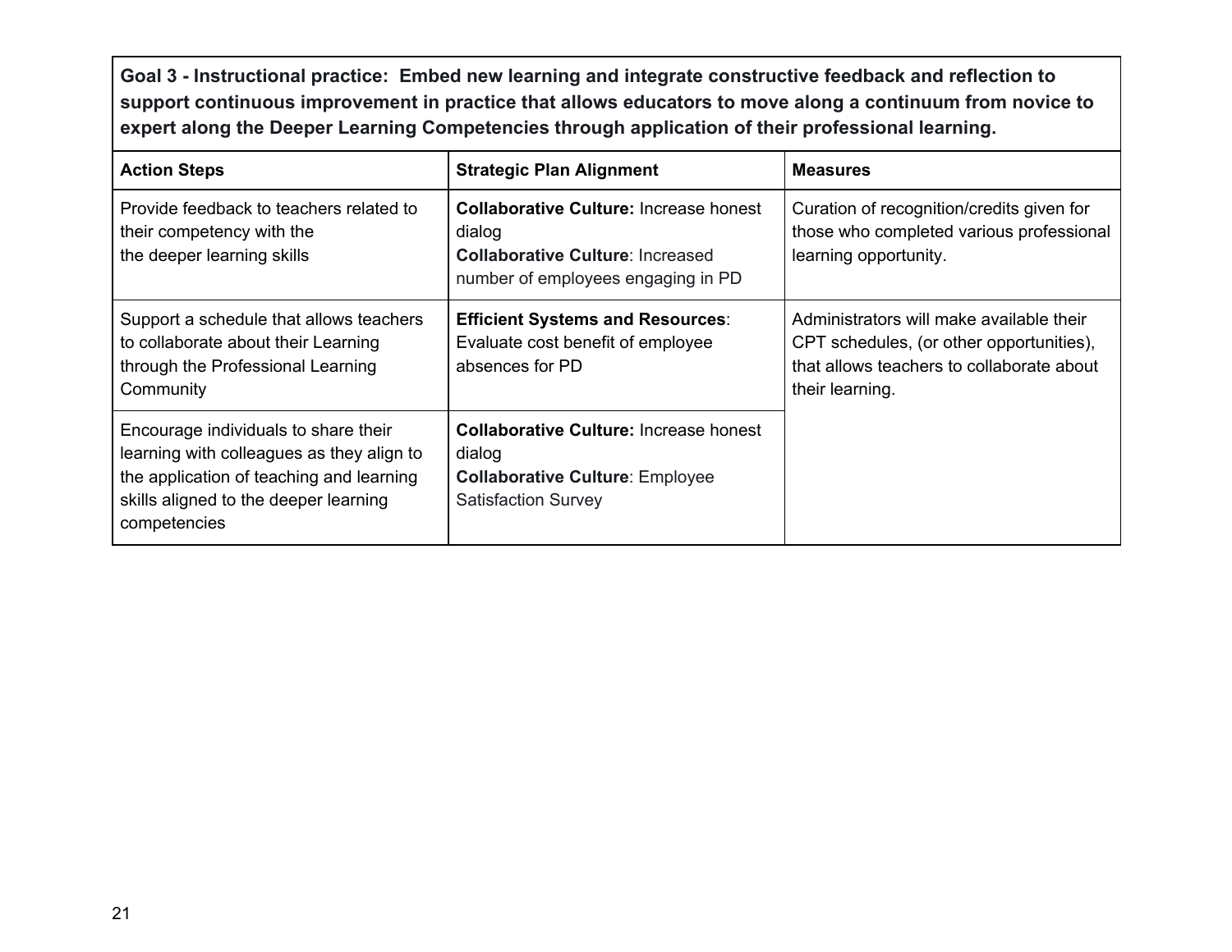**Goal 3 - Instructional practice: Embed new learning and integrate constructive feedback and reflection to support continuous improvement in practice that allows educators to move along a continuum from novice to expert along the Deeper Learning Competencies through application of their professional learning.**

| Action Steps | Strategic Plan Alignment | Measures |
|---|---|---|
| Provide feedback to teachers related to their competency with the the deeper learning skills | **Collaborative Culture:** Increase honest dialog<br>**Collaborative Culture**: Increased number of employees engaging in PD | Curation of recognition/credits given for those who completed various professional learning opportunity. |
| Support a schedule that allows teachers to collaborate about their Learning through the Professional Learning Community | **Efficient Systems and Resources**: Evaluate cost benefit of employee absences for PD | Administrators will make available their CPT schedules, (or other opportunities), that allows teachers to collaborate about their learning. |
| Encourage individuals to share their learning with colleagues as they align to the application of teaching and learning skills aligned to the deeper learning competencies | **Collaborative Culture:** Increase honest dialog<br>**Collaborative Culture**: Employee Satisfaction Survey | |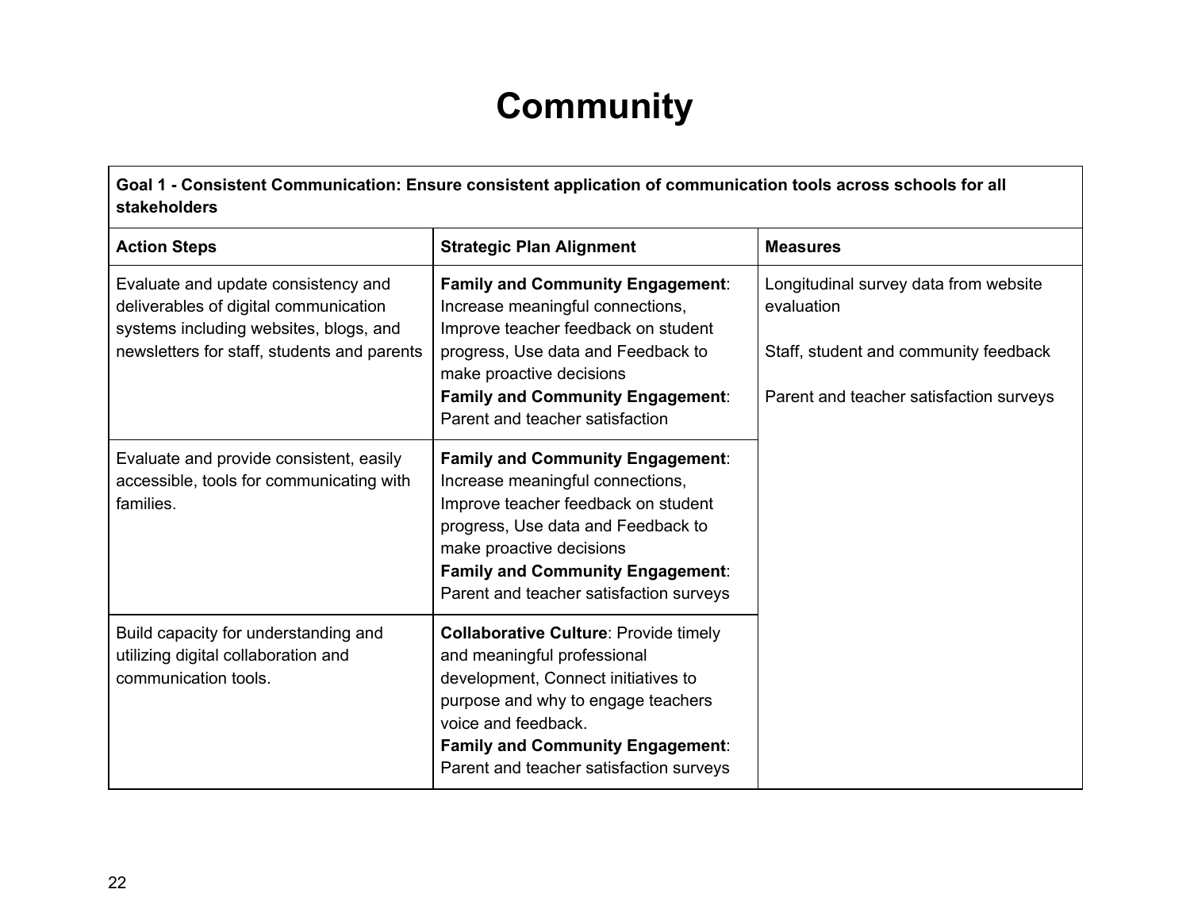# Community

| Goal 1 - Consistent Communication: Ensure consistent application of communication tools across schools for all stakeholders | | |
|---|---|---|
| **Action Steps** | **Strategic Plan Alignment** | **Measures** |
| Evaluate and update consistency and deliverables of digital communication systems including websites, blogs, and newsletters for staff, students and parents | **Family and Community Engagement**: Increase meaningful connections, Improve teacher feedback on student progress, Use data and Feedback to make proactive decisions<br>**Family and Community Engagement**: Parent and teacher satisfaction | Longitudinal survey data from website evaluation<br><br>Staff, student and community feedback<br><br>Parent and teacher satisfaction surveys |
| Evaluate and provide consistent, easily accessible, tools for communicating with families. | **Family and Community Engagement**: Increase meaningful connections, Improve teacher feedback on student progress, Use data and Feedback to make proactive decisions<br>**Family and Community Engagement**: Parent and teacher satisfaction surveys | |
| Build capacity for understanding and utilizing digital collaboration and communication tools. | **Collaborative Culture**: Provide timely and meaningful professional development, Connect initiatives to purpose and why to engage teachers voice and feedback.<br>**Family and Community Engagement**: Parent and teacher satisfaction surveys | |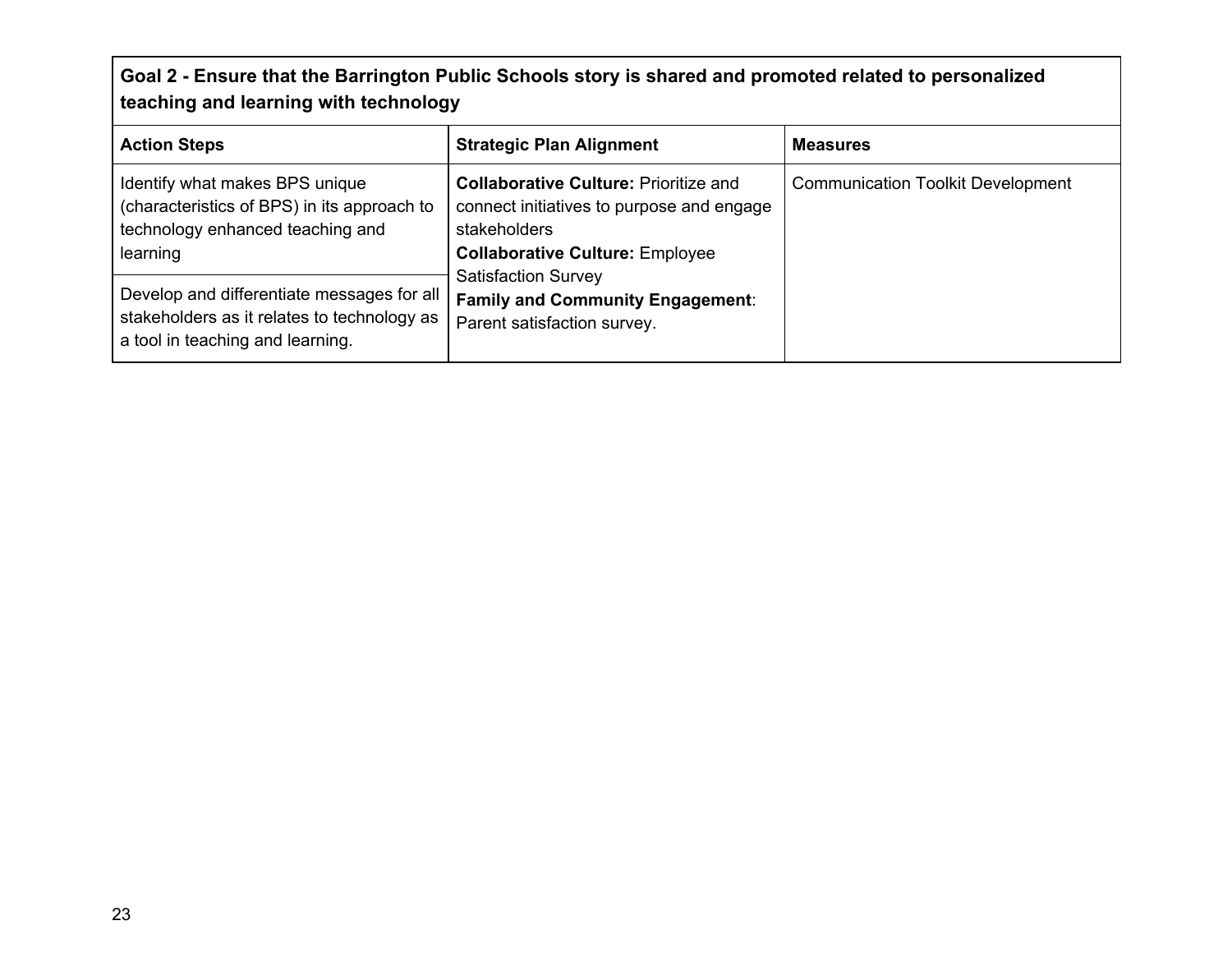| Goal 2 - Ensure that the Barrington Public Schools story is shared and promoted related to personalized teaching and learning with technology | | |
|---|---|---|
| **Action Steps** | **Strategic Plan Alignment** | **Measures** |
| Identify what makes BPS unique (characteristics of BPS) in its approach to technology enhanced teaching and learning | **Collaborative Culture:** Prioritize and connect initiatives to purpose and engage stakeholders<br>**Collaborative Culture:** Employee Satisfaction Survey<br>**Family and Community Engagement**: Parent satisfaction survey. | Communication Toolkit Development |
| Develop and differentiate messages for all stakeholders as it relates to technology as a tool in teaching and learning. | | |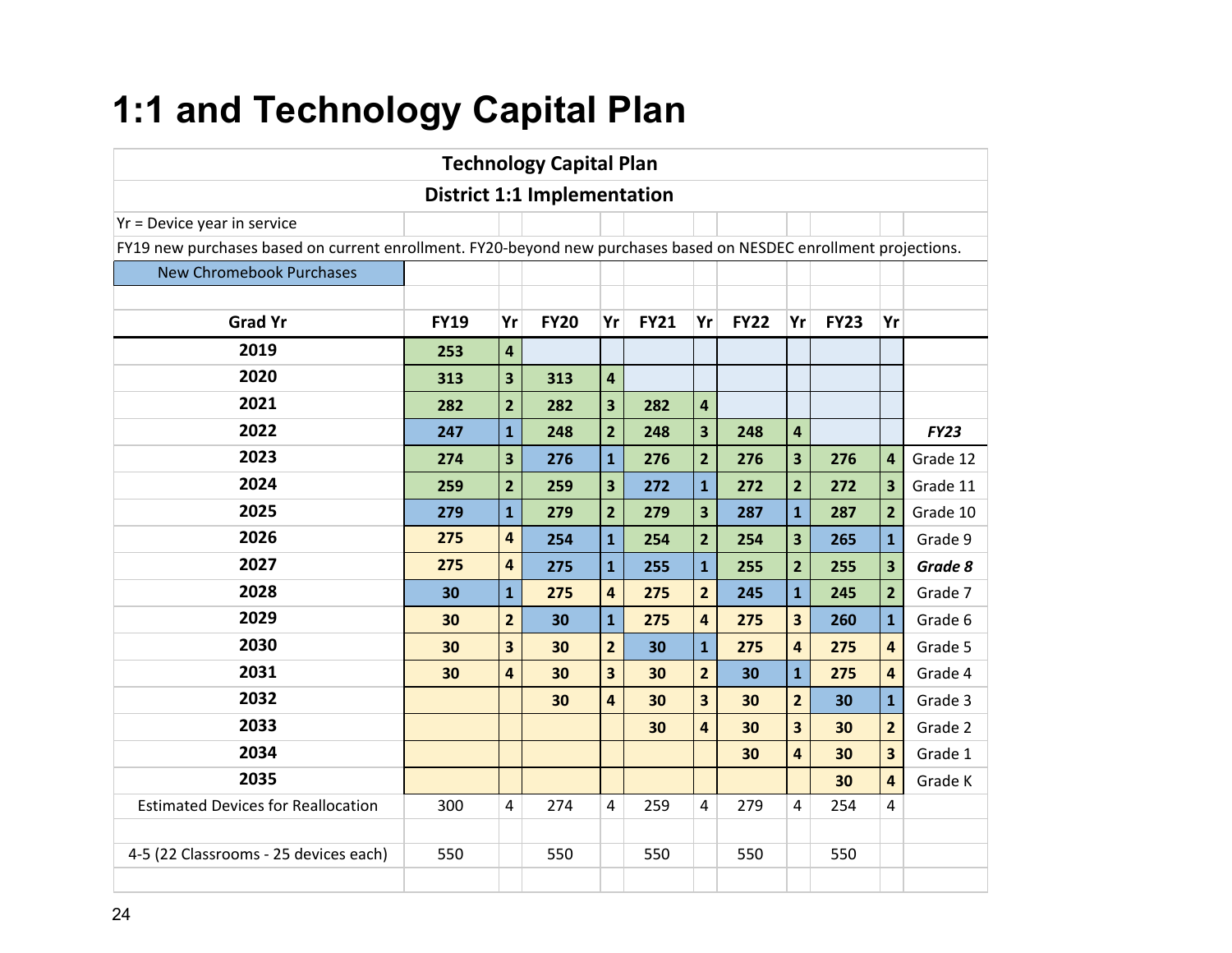# 1:1 and Technology Capital Plan

| Technology Capital Plan | | | | | | | | | | | |
|---|---|---|---|---|---|---|---|---|---|---|---|
| **District 1:1 Implementation** | | | | | | | | | | | |
| Yr = Device year in service | | | | | | | | | | | |
| FY19 new purchases based on current enrollment. FY20-beyond new purchases based on NESDEC enrollment projections. | | | | | | | | | | | |
| New Chromebook Purchases | | | | | | | | | | | |
| **Grad Yr** | **FY19** | **Yr** | **FY20** | **Yr** | **FY21** | **Yr** | **FY22** | **Yr** | **FY23** | **Yr** | |
| **2019** | **253** | **4** | | | | | | | | | |
| **2020** | **313** | **3** | **313** | **4** | | | | | | | |
| **2021** | **282** | **2** | **282** | **3** | **282** | **4** | | | | | |
| **2022** | **247** | **1** | **248** | **2** | **248** | **3** | **248** | **4** | | | ***FY23*** |
| **2023** | **274** | **3** | **276** | **1** | **276** | **2** | **276** | **3** | **276** | **4** | Grade 12 |
| **2024** | **259** | **2** | **259** | **3** | **272** | **1** | **272** | **2** | **272** | **3** | Grade 11 |
| **2025** | **279** | **1** | **279** | **2** | **279** | **3** | **287** | **1** | **287** | **2** | Grade 10 |
| **2026** | **275** | **4** | **254** | **1** | **254** | **2** | **254** | **3** | **265** | **1** | Grade 9 |
| **2027** | **275** | **4** | **275** | **1** | **255** | **1** | **255** | **2** | **255** | **3** | ***Grade 8*** |
| **2028** | **30** | **1** | **275** | **4** | **275** | **2** | **245** | **1** | **245** | **2** | Grade 7 |
| **2029** | **30** | **2** | **30** | **1** | **275** | **4** | **275** | **3** | **260** | **1** | Grade 6 |
| **2030** | **30** | **3** | **30** | **2** | **30** | **1** | **275** | **4** | **275** | **4** | Grade 5 |
| **2031** | **30** | **4** | **30** | **3** | **30** | **2** | **30** | **1** | **275** | **4** | Grade 4 |
| **2032** | | | **30** | **4** | **30** | **3** | **30** | **2** | **30** | **1** | Grade 3 |
| **2033** | | | | | **30** | **4** | **30** | **3** | **30** | **2** | Grade 2 |
| **2034** | | | | | | | **30** | **4** | **30** | **3** | Grade 1 |
| **2035** | | | | | | | | | **30** | **4** | Grade K |
| Estimated Devices for Reallocation | 300 | 4 | 274 | 4 | 259 | 4 | 279 | 4 | 254 | 4 | |
| | | | | | | | | | | | |
| 4-5 (22 Classrooms - 25 devices each) | 550 | | 550 | | 550 | | 550 | | 550 | | |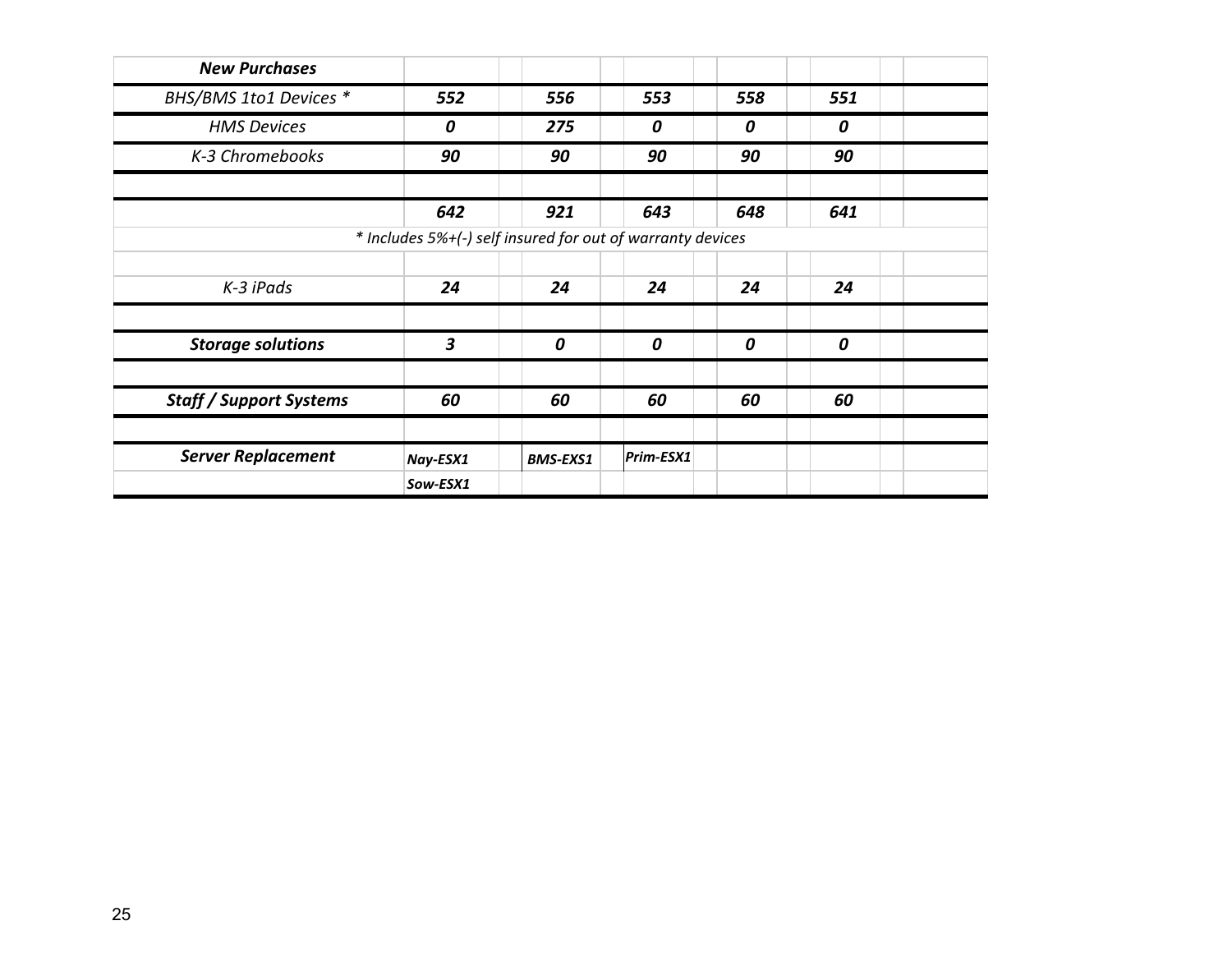| *New Purchases* | | | | | | |
|---|---|---|---|---|---|---|
| *BHS/BMS 1to1 Devices ** | ***552*** | ***556*** | ***553*** | ***558*** | ***551*** | |
| *HMS Devices* | ***0*** | ***275*** | ***0*** | ***0*** | ***0*** | |
| *K-3 Chromebooks* | ***90*** | ***90*** | ***90*** | ***90*** | ***90*** | |
| | | | | | | |
| | ***642*** | ***921*** | ***643*** | ***648*** | ***641*** | |
| *\* Includes 5%+(-) self insured for out of warranty devices* | | | | | | |
| | | | | | | |
| *K-3 iPads* | ***24*** | ***24*** | ***24*** | ***24*** | ***24*** | |
| | | | | | | |
| ***Storage solutions*** | ***3*** | ***0*** | ***0*** | ***0*** | ***0*** | |
| | | | | | | |
| ***Staff / Support Systems*** | ***60*** | ***60*** | ***60*** | ***60*** | ***60*** | |
| | | | | | | |
| ***Server Replacement*** | ***Nay-ESX1*** | ***BMS-EXS1*** | ***Prim-ESX1*** | | | |
| | ***Sow-ESX1*** | | | | | |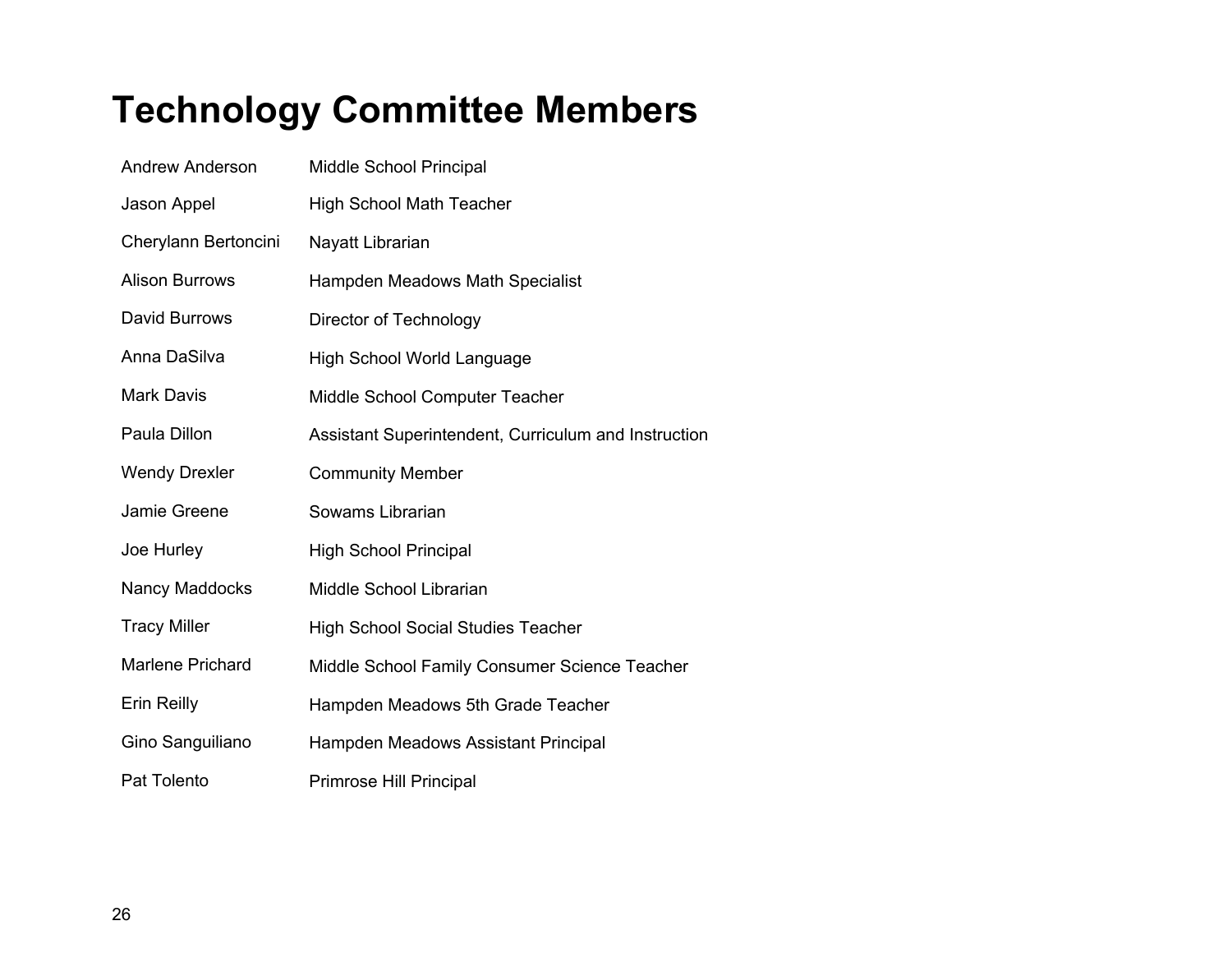# Technology Committee Members

| | |
|---|---|
| Andrew Anderson | Middle School Principal |
| Jason Appel | High School Math Teacher |
| Cherylann Bertoncini | Nayatt Librarian |
| Alison Burrows | Hampden Meadows Math Specialist |
| David Burrows | Director of Technology |
| Anna DaSilva | High School World Language |
| Mark Davis | Middle School Computer Teacher |
| Paula Dillon | Assistant Superintendent, Curriculum and Instruction |
| Wendy Drexler | Community Member |
| Jamie Greene | Sowams Librarian |
| Joe Hurley | High School Principal |
| Nancy Maddocks | Middle School Librarian |
| Tracy Miller | High School Social Studies Teacher |
| Marlene Prichard | Middle School Family Consumer Science Teacher |
| Erin Reilly | Hampden Meadows 5th Grade Teacher |
| Gino Sanguiliano | Hampden Meadows Assistant Principal |
| Pat Tolento | Primrose Hill Principal |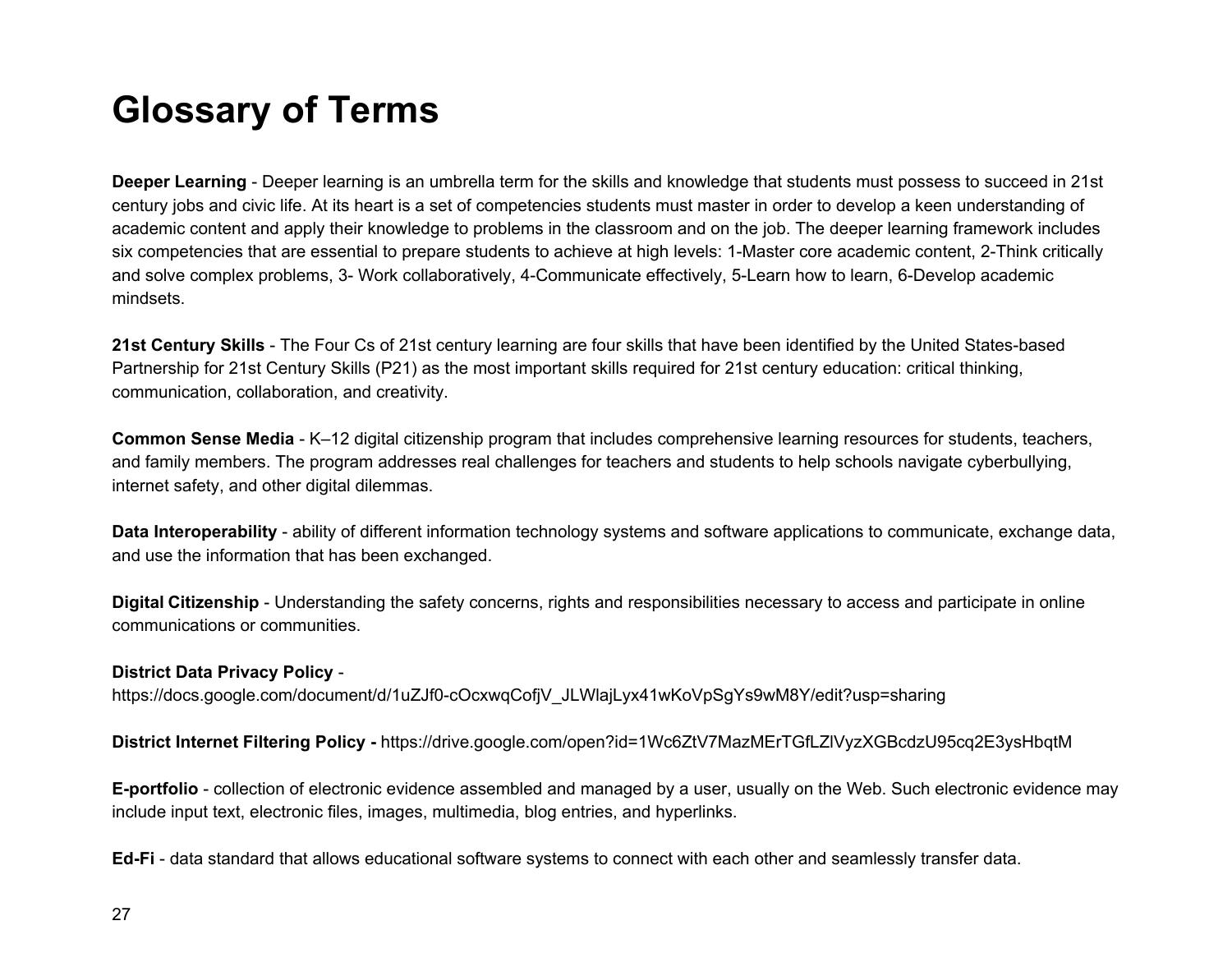# Glossary of Terms

**Deeper Learning** - Deeper learning is an umbrella term for the skills and knowledge that students must possess to succeed in 21st century jobs and civic life. At its heart is a set of competencies students must master in order to develop a keen understanding of academic content and apply their knowledge to problems in the classroom and on the job. The deeper learning framework includes six competencies that are essential to prepare students to achieve at high levels: 1-Master core academic content, 2-Think critically and solve complex problems, 3- Work collaboratively, 4-Communicate effectively, 5-Learn how to learn, 6-Develop academic mindsets.

**21st Century Skills** - The Four Cs of 21st century learning are four skills that have been identified by the United States-based Partnership for 21st Century Skills (P21) as the most important skills required for 21st century education: critical thinking, communication, collaboration, and creativity.

**Common Sense Media** - K–12 digital citizenship program that includes comprehensive learning resources for students, teachers, and family members. The program addresses real challenges for teachers and students to help schools navigate cyberbullying, internet safety, and other digital dilemmas.

**Data Interoperability** - ability of different information technology systems and software applications to communicate, exchange data, and use the information that has been exchanged.

**Digital Citizenship** - Understanding the safety concerns, rights and responsibilities necessary to access and participate in online communications or communities.

**District Data Privacy Policy** - https://docs.google.com/document/d/1uZJf0-cOcxwqCofjV_JLWlajLyx41wKoVpSgYs9wM8Y/edit?usp=sharing

**District Internet Filtering Policy -** https://drive.google.com/open?id=1Wc6ZtV7MazMErTGfLZlVyzXGBcdzU95cq2E3ysHbqtM

**E-portfolio** - collection of electronic evidence assembled and managed by a user, usually on the Web. Such electronic evidence may include input text, electronic files, images, multimedia, blog entries, and hyperlinks.

**Ed-Fi** - data standard that allows educational software systems to connect with each other and seamlessly transfer data.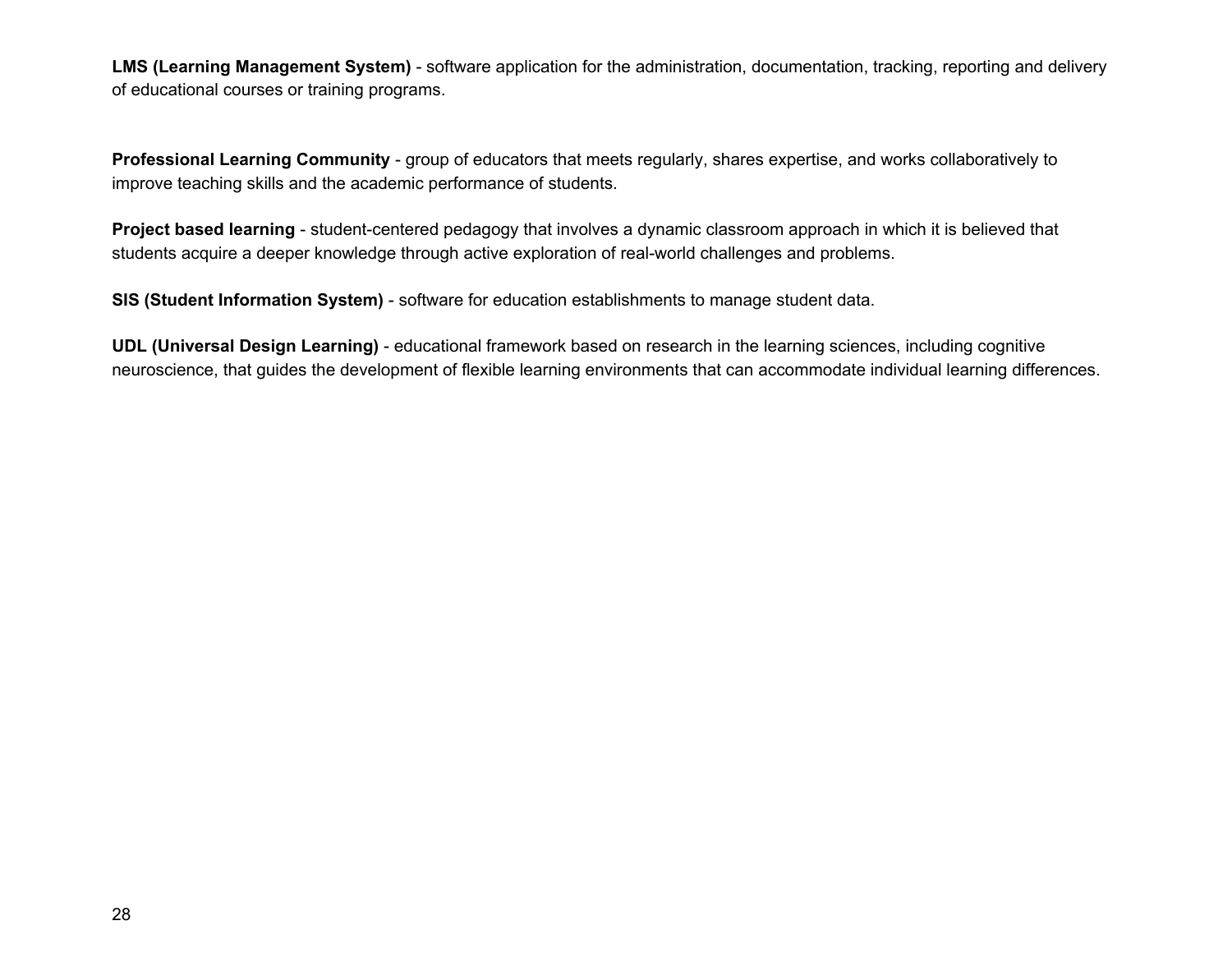**LMS (Learning Management System)** - software application for the administration, documentation, tracking, reporting and delivery of educational courses or training programs.

**Professional Learning Community** - group of educators that meets regularly, shares expertise, and works collaboratively to improve teaching skills and the academic performance of students.

**Project based learning** - student-centered pedagogy that involves a dynamic classroom approach in which it is believed that students acquire a deeper knowledge through active exploration of real-world challenges and problems.

**SIS (Student Information System)** - software for education establishments to manage student data.

**UDL (Universal Design Learning)** - educational framework based on research in the learning sciences, including cognitive neuroscience, that guides the development of flexible learning environments that can accommodate individual learning differences.